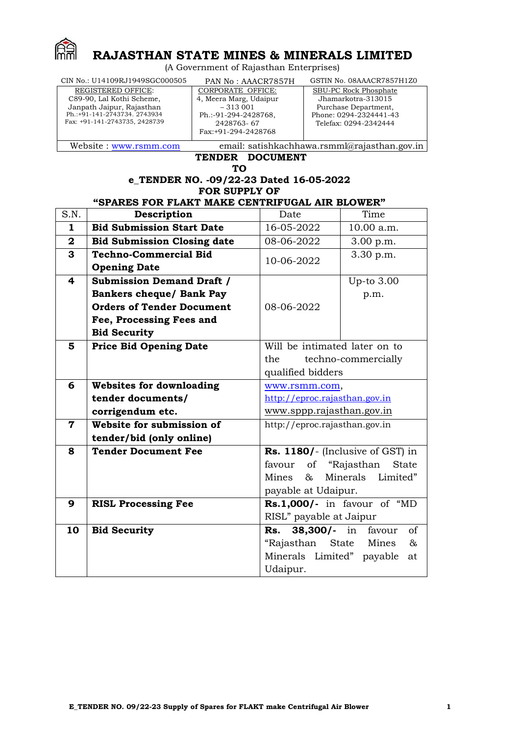# RAJASTHAN STATE MINES & MINERALS LIMITED

(A Government of Rajasthan Enterprises)

| CIN No.: U14109RJ1949SGC000505 | PAN No : AAACR7857H | GSTIN No. 08AAACR7857H1Z0 |
|---|---|---|
| REGISTERED OFFICE:<br>C89-90, Lal Kothi Scheme,<br>Janpath Jaipur, Rajasthan<br>Ph.:+91-141-2743734. 2743934<br>Fax: +91-141-2743735, 2428739 | CORPORATE OFFICE:<br>4, Meera Marg, Udaipur<br>– 313 001<br>Ph.:-91-294-2428768,<br>2428763- 67<br>Fax:+91-294-2428768 | SBU-PC Rock Phosphate<br>Jhamarkotra-313015<br>Purchase Department,<br>Phone: 0294-2324441-43<br>Telefax: 0294-2342444 |
| Website : www.rsmm.com | email: satishkachhawa.rsmml@rajasthan.gov.in | |

**TENDER DOCUMENT**

**TO**

**e_TENDER NO. -09/22-23 Dated 16-05-2022**

**FOR SUPPLY OF**

**"SPARES FOR FLAKT MAKE CENTRIFUGAL AIR BLOWER"**

| S.N. | Description | Date | Time |
|---|---|---|---|
| **1** | **Bid Submission Start Date** | 16-05-2022 | 10.00 a.m. |
| **2** | **Bid Submission Closing date** | 08-06-2022 | 3.00 p.m. |
| **3** | **Techno-Commercial Bid Opening Date** | 10-06-2022 | 3.30 p.m. |
| **4** | **Submission Demand Draft / Bankers cheque/ Bank Pay Orders of Tender Document Fee, Processing Fees and Bid Security** | 08-06-2022 | Up-to 3.00 p.m. |
| **5** | **Price Bid Opening Date** | Will be intimated later on to the techno-commercially qualified bidders | |
| **6** | **Websites for downloading tender documents/ corrigendum etc.** | www.rsmm.com, http://eproc.rajasthan.gov.in www.sppp.rajasthan.gov.in | |
| **7** | **Website for submission of tender/bid (only online)** | http://eproc.rajasthan.gov.in | |
| **8** | **Tender Document Fee** | **Rs. 1180/-** (Inclusive of GST) in favour of "Rajasthan State Mines & Minerals Limited" payable at Udaipur. | |
| **9** | **RISL Processing Fee** | **Rs.1,000/-** in favour of "MD RISL" payable at Jaipur | |
| **10** | **Bid Security** | **Rs. 38,300/-** in favour of "Rajasthan State Mines & Minerals Limited" payable at Udaipur. | |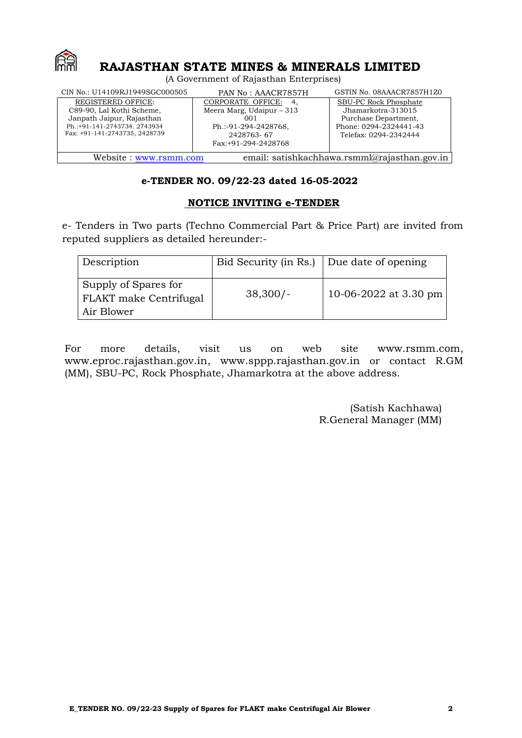# RAJASTHAN STATE MINES & MINERALS LIMITED

(A Government of Rajasthan Enterprises)

| CIN No.: U14109RJ1949SGC000505 | PAN No : AAACR7857H | GSTIN No. 08AAACR7857H1Z0 |
|---|---|---|
| REGISTERED OFFICE: C89-90, Lal Kothi Scheme, Janpath Jaipur, Rajasthan Ph.:+91-141-2743734. 2743934 Fax: +91-141-2743735, 2428739 | CORPORATE OFFICE: 4, Meera Marg, Udaipur – 313 001 Ph.:-91-294-2428768, 2428763- 67 Fax:+91-294-2428768 | SBU-PC Rock Phosphate Jhamarkotra-313015 Purchase Department, Phone: 0294-2324441-43 Telefax: 0294-2342444 |
| Website : www.rsmm.com | email: satishkachhawa.rsmml@rajasthan.gov.in | |

**e-TENDER NO. 09/22-23 dated 16-05-2022**

## NOTICE INVITING e-TENDER

e- Tenders in Two parts (Techno Commercial Part & Price Part) are invited from reputed suppliers as detailed hereunder:-

| Description | Bid Security (in Rs.) | Due date of opening |
|---|---|---|
| Supply of Spares for FLAKT make Centrifugal Air Blower | 38,300/- | 10-06-2022 at 3.30 pm |

For more details, visit us on web site www.rsmm.com, www.eproc.rajasthan.gov.in, www.sppp.rajasthan.gov.in or contact R.GM (MM), SBU-PC, Rock Phosphate, Jhamarkotra at the above address.

(Satish Kachhawa)
R.General Manager (MM)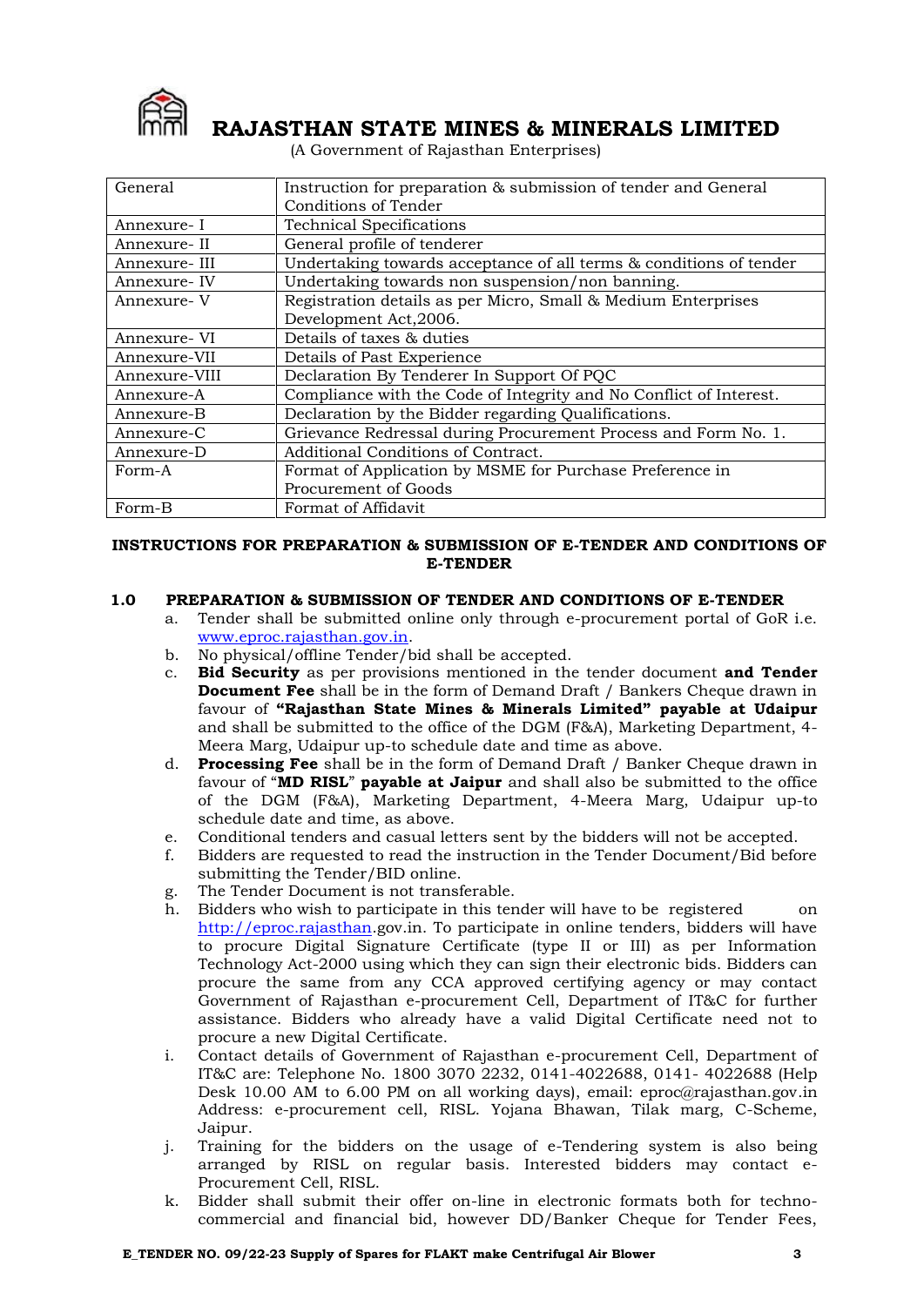# RAJASTHAN STATE MINES & MINERALS LIMITED

(A Government of Rajasthan Enterprises)

| General | Instruction for preparation & submission of tender and General Conditions of Tender |
|---|---|
| Annexure- I | Technical Specifications |
| Annexure- II | General profile of tenderer |
| Annexure- III | Undertaking towards acceptance of all terms & conditions of tender |
| Annexure- IV | Undertaking towards non suspension/non banning. |
| Annexure- V | Registration details as per Micro, Small & Medium Enterprises Development Act,2006. |
| Annexure- VI | Details of taxes & duties |
| Annexure-VII | Details of Past Experience |
| Annexure-VIII | Declaration By Tenderer In Support Of PQC |
| Annexure-A | Compliance with the Code of Integrity and No Conflict of Interest. |
| Annexure-B | Declaration by the Bidder regarding Qualifications. |
| Annexure-C | Grievance Redressal during Procurement Process and Form No. 1. |
| Annexure-D | Additional Conditions of Contract. |
| Form-A | Format of Application by MSME for Purchase Preference in Procurement of Goods |
| Form-B | Format of Affidavit |

## INSTRUCTIONS FOR PREPARATION & SUBMISSION OF E-TENDER AND CONDITIONS OF E-TENDER

### 1.0 PREPARATION & SUBMISSION OF TENDER AND CONDITIONS OF E-TENDER

a. Tender shall be submitted online only through e-procurement portal of GoR i.e. www.eproc.rajasthan.gov.in.

b. No physical/offline Tender/bid shall be accepted.

c. **Bid Security** as per provisions mentioned in the tender document **and Tender Document Fee** shall be in the form of Demand Draft / Bankers Cheque drawn in favour of **"Rajasthan State Mines & Minerals Limited" payable at Udaipur** and shall be submitted to the office of the DGM (F&A), Marketing Department, 4-Meera Marg, Udaipur up-to schedule date and time as above.

d. **Processing Fee** shall be in the form of Demand Draft / Banker Cheque drawn in favour of "**MD RISL**" **payable at Jaipur** and shall also be submitted to the office of the DGM (F&A), Marketing Department, 4-Meera Marg, Udaipur up-to schedule date and time, as above.

e. Conditional tenders and casual letters sent by the bidders will not be accepted.

f. Bidders are requested to read the instruction in the Tender Document/Bid before submitting the Tender/BID online.

g. The Tender Document is not transferable.

h. Bidders who wish to participate in this tender will have to be registered on http://eproc.rajasthan.gov.in. To participate in online tenders, bidders will have to procure Digital Signature Certificate (type II or III) as per Information Technology Act-2000 using which they can sign their electronic bids. Bidders can procure the same from any CCA approved certifying agency or may contact Government of Rajasthan e-procurement Cell, Department of IT&C for further assistance. Bidders who already have a valid Digital Certificate need not to procure a new Digital Certificate.

i. Contact details of Government of Rajasthan e-procurement Cell, Department of IT&C are: Telephone No. 1800 3070 2232, 0141-4022688, 0141- 4022688 (Help Desk 10.00 AM to 6.00 PM on all working days), email: eproc@rajasthan.gov.in Address: e-procurement cell, RISL. Yojana Bhawan, Tilak marg, C-Scheme, Jaipur.

j. Training for the bidders on the usage of e-Tendering system is also being arranged by RISL on regular basis. Interested bidders may contact e-Procurement Cell, RISL.

k. Bidder shall submit their offer on-line in electronic formats both for techno-commercial and financial bid, however DD/Banker Cheque for Tender Fees,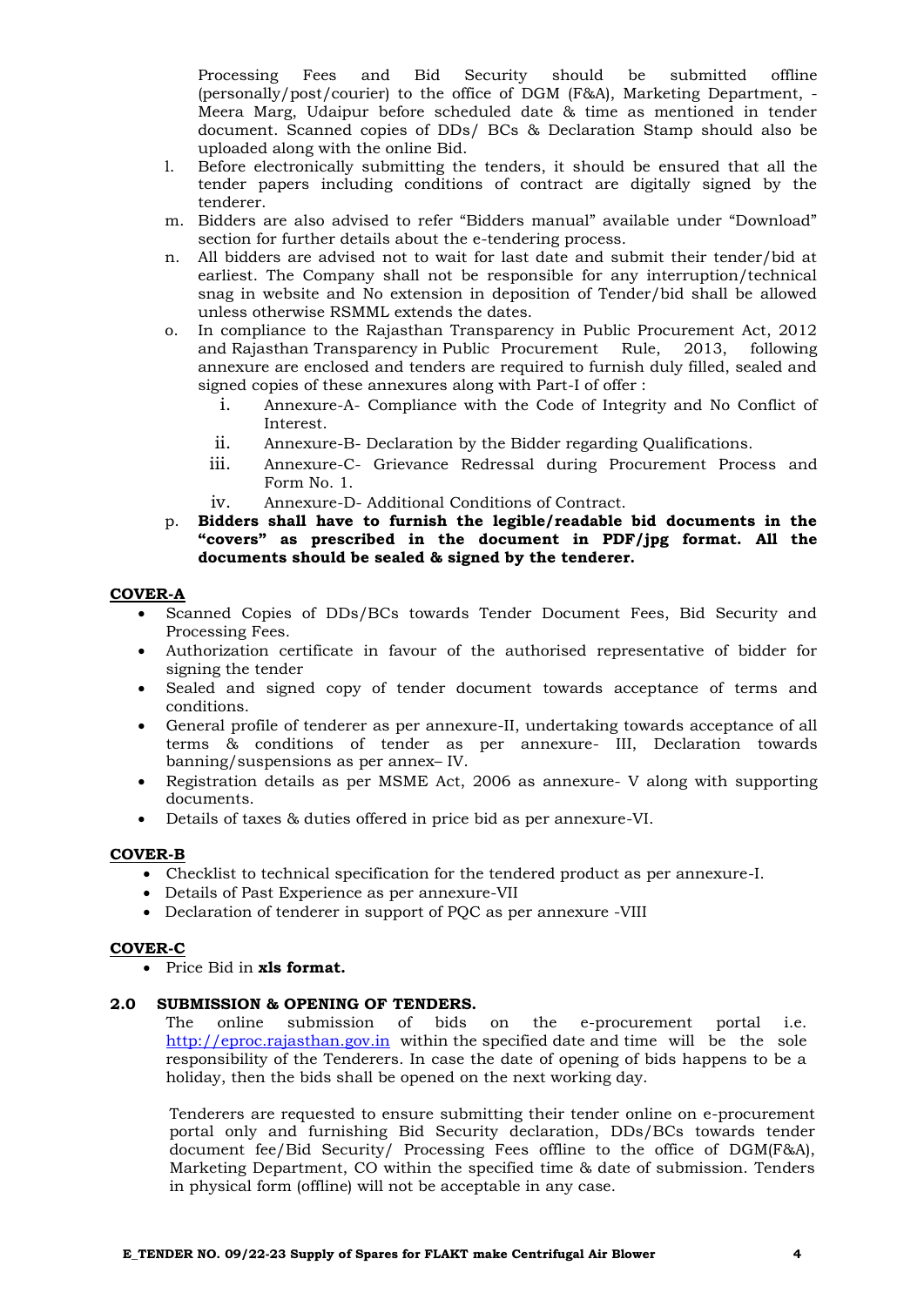Processing Fees and Bid Security should be submitted offline (personally/post/courier) to the office of DGM (F&A), Marketing Department, - Meera Marg, Udaipur before scheduled date & time as mentioned in tender document. Scanned copies of DDs/ BCs & Declaration Stamp should also be uploaded along with the online Bid.

l. Before electronically submitting the tenders, it should be ensured that all the tender papers including conditions of contract are digitally signed by the tenderer.
m. Bidders are also advised to refer "Bidders manual" available under "Download" section for further details about the e-tendering process.
n. All bidders are advised not to wait for last date and submit their tender/bid at earliest. The Company shall not be responsible for any interruption/technical snag in website and No extension in deposition of Tender/bid shall be allowed unless otherwise RSMML extends the dates.
o. In compliance to the Rajasthan Transparency in Public Procurement Act, 2012 and Rajasthan Transparency in Public Procurement Rule, 2013, following annexure are enclosed and tenders are required to furnish duly filled, sealed and signed copies of these annexures along with Part-I of offer :
   i. Annexure-A- Compliance with the Code of Integrity and No Conflict of Interest.
   ii. Annexure-B- Declaration by the Bidder regarding Qualifications.
   iii. Annexure-C- Grievance Redressal during Procurement Process and Form No. 1.
   iv. Annexure-D- Additional Conditions of Contract.
p. **Bidders shall have to furnish the legible/readable bid documents in the "covers" as prescribed in the document in PDF/jpg format. All the documents should be sealed & signed by the tenderer.**

**COVER-A**

- Scanned Copies of DDs/BCs towards Tender Document Fees, Bid Security and Processing Fees.
- Authorization certificate in favour of the authorised representative of bidder for signing the tender
- Sealed and signed copy of tender document towards acceptance of terms and conditions.
- General profile of tenderer as per annexure-II, undertaking towards acceptance of all terms & conditions of tender as per annexure- III, Declaration towards banning/suspensions as per annex– IV.
- Registration details as per MSME Act, 2006 as annexure- V along with supporting documents.
- Details of taxes & duties offered in price bid as per annexure-VI.

**COVER-B**

- Checklist to technical specification for the tendered product as per annexure-I.
- Details of Past Experience as per annexure-VII
- Declaration of tenderer in support of PQC as per annexure -VIII

**COVER-C**

- Price Bid in **xls format.**

## 2.0 SUBMISSION & OPENING OF TENDERS.

The online submission of bids on the e-procurement portal i.e. http://eproc.rajasthan.gov.in within the specified date and time will be the sole responsibility of the Tenderers. In case the date of opening of bids happens to be a holiday, then the bids shall be opened on the next working day.

Tenderers are requested to ensure submitting their tender online on e-procurement portal only and furnishing Bid Security declaration, DDs/BCs towards tender document fee/Bid Security/ Processing Fees offline to the office of DGM(F&A), Marketing Department, CO within the specified time & date of submission. Tenders in physical form (offline) will not be acceptable in any case.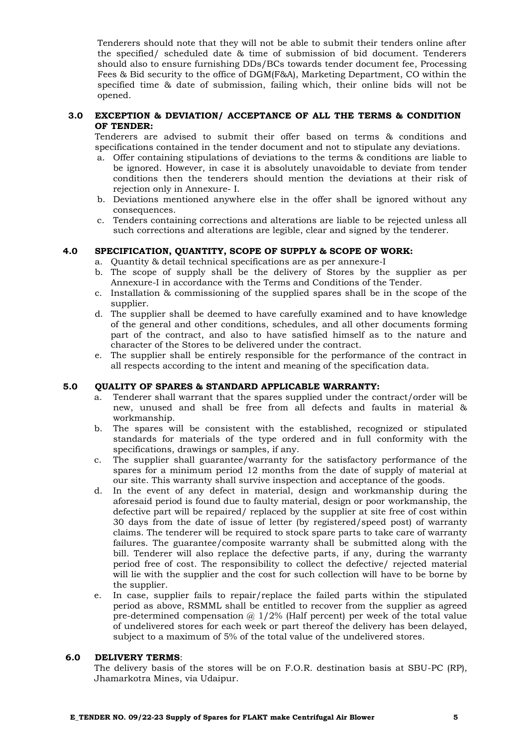Tenderers should note that they will not be able to submit their tenders online after the specified/ scheduled date & time of submission of bid document. Tenderers should also to ensure furnishing DDs/BCs towards tender document fee, Processing Fees & Bid security to the office of DGM(F&A), Marketing Department, CO within the specified time & date of submission, failing which, their online bids will not be opened.

## 3.0 EXCEPTION & DEVIATION/ ACCEPTANCE OF ALL THE TERMS & CONDITION OF TENDER:

Tenderers are advised to submit their offer based on terms & conditions and specifications contained in the tender document and not to stipulate any deviations.

a. Offer containing stipulations of deviations to the terms & conditions are liable to be ignored. However, in case it is absolutely unavoidable to deviate from tender conditions then the tenderers should mention the deviations at their risk of rejection only in Annexure- I.
b. Deviations mentioned anywhere else in the offer shall be ignored without any consequences.
c. Tenders containing corrections and alterations are liable to be rejected unless all such corrections and alterations are legible, clear and signed by the tenderer.

## 4.0 SPECIFICATION, QUANTITY, SCOPE OF SUPPLY & SCOPE OF WORK:

a. Quantity & detail technical specifications are as per annexure-I
b. The scope of supply shall be the delivery of Stores by the supplier as per Annexure-I in accordance with the Terms and Conditions of the Tender.
c. Installation & commissioning of the supplied spares shall be in the scope of the supplier.
d. The supplier shall be deemed to have carefully examined and to have knowledge of the general and other conditions, schedules, and all other documents forming part of the contract, and also to have satisfied himself as to the nature and character of the Stores to be delivered under the contract.
e. The supplier shall be entirely responsible for the performance of the contract in all respects according to the intent and meaning of the specification data.

## 5.0 QUALITY OF SPARES & STANDARD APPLICABLE WARRANTY:

a. Tenderer shall warrant that the spares supplied under the contract/order will be new, unused and shall be free from all defects and faults in material & workmanship.
b. The spares will be consistent with the established, recognized or stipulated standards for materials of the type ordered and in full conformity with the specifications, drawings or samples, if any.
c. The supplier shall guarantee/warranty for the satisfactory performance of the spares for a minimum period 12 months from the date of supply of material at our site. This warranty shall survive inspection and acceptance of the goods.
d. In the event of any defect in material, design and workmanship during the aforesaid period is found due to faulty material, design or poor workmanship, the defective part will be repaired/ replaced by the supplier at site free of cost within 30 days from the date of issue of letter (by registered/speed post) of warranty claims. The tenderer will be required to stock spare parts to take care of warranty failures. The guarantee/composite warranty shall be submitted along with the bill. Tenderer will also replace the defective parts, if any, during the warranty period free of cost. The responsibility to collect the defective/ rejected material will lie with the supplier and the cost for such collection will have to be borne by the supplier.
e. In case, supplier fails to repair/replace the failed parts within the stipulated period as above, RSMML shall be entitled to recover from the supplier as agreed pre-determined compensation @ 1/2% (Half percent) per week of the total value of undelivered stores for each week or part thereof the delivery has been delayed, subject to a maximum of 5% of the total value of the undelivered stores.

## 6.0 DELIVERY TERMS:

The delivery basis of the stores will be on F.O.R. destination basis at SBU-PC (RP), Jhamarkotra Mines, via Udaipur.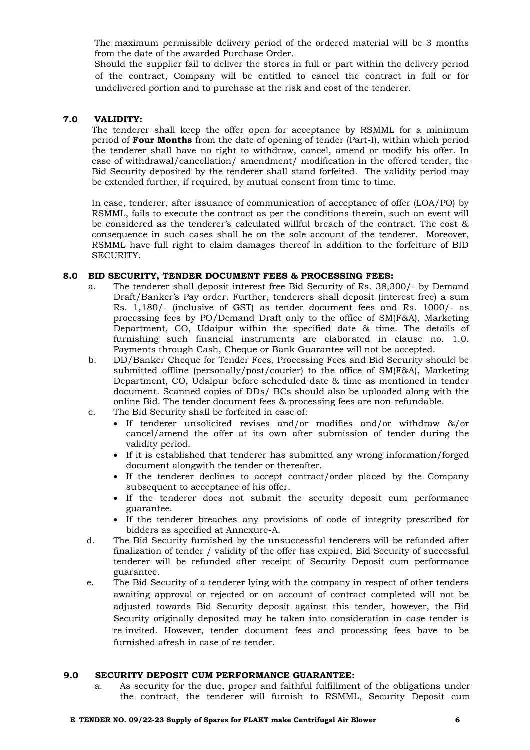The maximum permissible delivery period of the ordered material will be 3 months from the date of the awarded Purchase Order.

Should the supplier fail to deliver the stores in full or part within the delivery period of the contract, Company will be entitled to cancel the contract in full or for undelivered portion and to purchase at the risk and cost of the tenderer.

## 7.0 VALIDITY:

The tenderer shall keep the offer open for acceptance by RSMML for a minimum period of **Four Months** from the date of opening of tender (Part-I), within which period the tenderer shall have no right to withdraw, cancel, amend or modify his offer. In case of withdrawal/cancellation/ amendment/ modification in the offered tender, the Bid Security deposited by the tenderer shall stand forfeited. The validity period may be extended further, if required, by mutual consent from time to time.

In case, tenderer, after issuance of communication of acceptance of offer (LOA/PO) by RSMML, fails to execute the contract as per the conditions therein, such an event will be considered as the tenderer's calculated willful breach of the contract. The cost & consequence in such cases shall be on the sole account of the tenderer. Moreover, RSMML have full right to claim damages thereof in addition to the forfeiture of BID SECURITY.

## 8.0 BID SECURITY, TENDER DOCUMENT FEES & PROCESSING FEES:

a. The tenderer shall deposit interest free Bid Security of Rs. 38,300/- by Demand Draft/Banker's Pay order. Further, tenderers shall deposit (interest free) a sum Rs. 1,180/- (inclusive of GST) as tender document fees and Rs. 1000/- as processing fees by PO/Demand Draft only to the office of SM(F&A), Marketing Department, CO, Udaipur within the specified date & time. The details of furnishing such financial instruments are elaborated in clause no. 1.0. Payments through Cash, Cheque or Bank Guarantee will not be accepted.

b. DD/Banker Cheque for Tender Fees, Processing Fees and Bid Security should be submitted offline (personally/post/courier) to the office of SM(F&A), Marketing Department, CO, Udaipur before scheduled date & time as mentioned in tender document. Scanned copies of DDs/ BCs should also be uploaded along with the online Bid. The tender document fees & processing fees are non-refundable.

c. The Bid Security shall be forfeited in case of:
   - If tenderer unsolicited revises and/or modifies and/or withdraw &/or cancel/amend the offer at its own after submission of tender during the validity period.
   - If it is established that tenderer has submitted any wrong information/forged document alongwith the tender or thereafter.
   - If the tenderer declines to accept contract/order placed by the Company subsequent to acceptance of his offer.
   - If the tenderer does not submit the security deposit cum performance guarantee.
   - If the tenderer breaches any provisions of code of integrity prescribed for bidders as specified at Annexure-A.

d. The Bid Security furnished by the unsuccessful tenderers will be refunded after finalization of tender / validity of the offer has expired. Bid Security of successful tenderer will be refunded after receipt of Security Deposit cum performance guarantee.

e. The Bid Security of a tenderer lying with the company in respect of other tenders awaiting approval or rejected or on account of contract completed will not be adjusted towards Bid Security deposit against this tender, however, the Bid Security originally deposited may be taken into consideration in case tender is re-invited. However, tender document fees and processing fees have to be furnished afresh in case of re-tender.

## 9.0 SECURITY DEPOSIT CUM PERFORMANCE GUARANTEE:

a. As security for the due, proper and faithful fulfillment of the obligations under the contract, the tenderer will furnish to RSMML, Security Deposit cum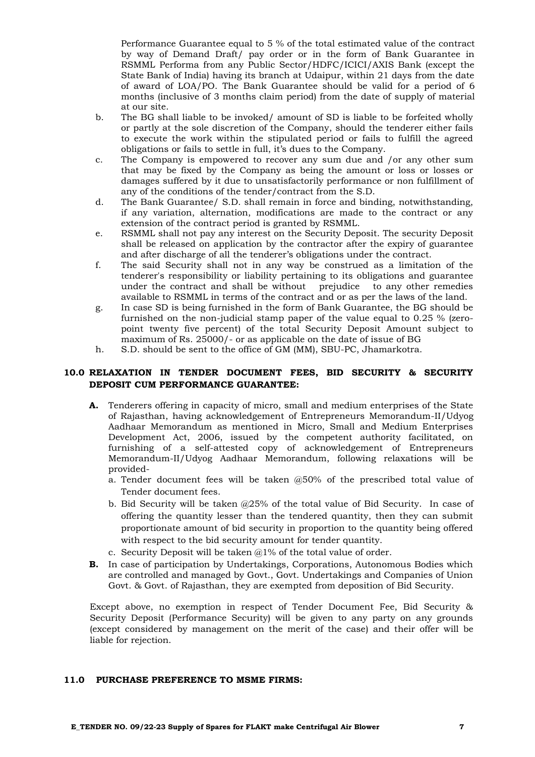Performance Guarantee equal to 5 % of the total estimated value of the contract by way of Demand Draft/ pay order or in the form of Bank Guarantee in RSMML Performa from any Public Sector/HDFC/ICICI/AXIS Bank (except the State Bank of India) having its branch at Udaipur, within 21 days from the date of award of LOA/PO. The Bank Guarantee should be valid for a period of 6 months (inclusive of 3 months claim period) from the date of supply of material at our site.

b. The BG shall liable to be invoked/ amount of SD is liable to be forfeited wholly or partly at the sole discretion of the Company, should the tenderer either fails to execute the work within the stipulated period or fails to fulfill the agreed obligations or fails to settle in full, it's dues to the Company.

c. The Company is empowered to recover any sum due and /or any other sum that may be fixed by the Company as being the amount or loss or losses or damages suffered by it due to unsatisfactorily performance or non fulfillment of any of the conditions of the tender/contract from the S.D.

d. The Bank Guarantee/ S.D. shall remain in force and binding, notwithstanding, if any variation, alternation, modifications are made to the contract or any extension of the contract period is granted by RSMML.

e. RSMML shall not pay any interest on the Security Deposit. The security Deposit shall be released on application by the contractor after the expiry of guarantee and after discharge of all the tenderer's obligations under the contract.

f. The said Security shall not in any way be construed as a limitation of the tenderer's responsibility or liability pertaining to its obligations and guarantee under the contract and shall be without prejudice to any other remedies available to RSMML in terms of the contract and or as per the laws of the land.

g. In case SD is being furnished in the form of Bank Guarantee, the BG should be furnished on the non-judicial stamp paper of the value equal to 0.25 % (zero-point twenty five percent) of the total Security Deposit Amount subject to maximum of Rs. 25000/- or as applicable on the date of issue of BG

h. S.D. should be sent to the office of GM (MM), SBU-PC, Jhamarkotra.

## 10.0 RELAXATION IN TENDER DOCUMENT FEES, BID SECURITY & SECURITY DEPOSIT CUM PERFORMANCE GUARANTEE:

**A.** Tenderers offering in capacity of micro, small and medium enterprises of the State of Rajasthan, having acknowledgement of Entrepreneurs Memorandum-II/Udyog Aadhaar Memorandum as mentioned in Micro, Small and Medium Enterprises Development Act, 2006, issued by the competent authority facilitated, on furnishing of a self-attested copy of acknowledgement of Entrepreneurs Memorandum-II/Udyog Aadhaar Memorandum, following relaxations will be provided-

a. Tender document fees will be taken @50% of the prescribed total value of Tender document fees.

b. Bid Security will be taken @25% of the total value of Bid Security. In case of offering the quantity lesser than the tendered quantity, then they can submit proportionate amount of bid security in proportion to the quantity being offered with respect to the bid security amount for tender quantity.

c. Security Deposit will be taken @1% of the total value of order.

**B.** In case of participation by Undertakings, Corporations, Autonomous Bodies which are controlled and managed by Govt., Govt. Undertakings and Companies of Union Govt. & Govt. of Rajasthan, they are exempted from deposition of Bid Security.

Except above, no exemption in respect of Tender Document Fee, Bid Security & Security Deposit (Performance Security) will be given to any party on any grounds (except considered by management on the merit of the case) and their offer will be liable for rejection.

## 11.0 PURCHASE PREFERENCE TO MSME FIRMS: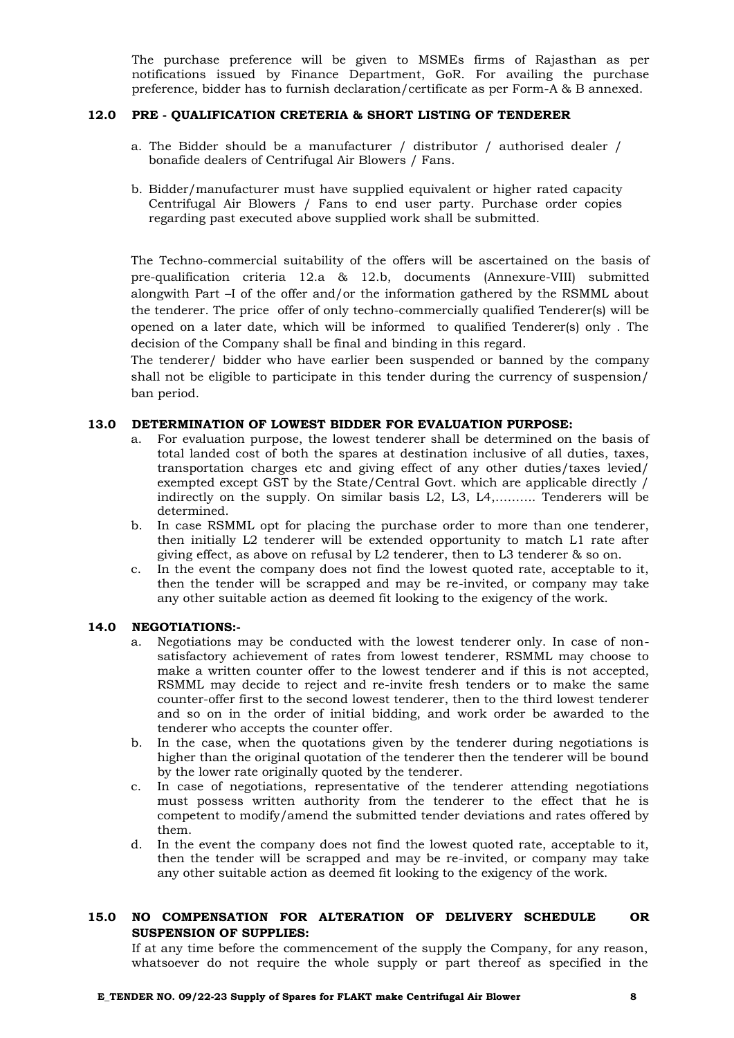The purchase preference will be given to MSMEs firms of Rajasthan as per notifications issued by Finance Department, GoR. For availing the purchase preference, bidder has to furnish declaration/certificate as per Form-A & B annexed.

## 12.0 PRE - QUALIFICATION CRETERIA & SHORT LISTING OF TENDERER

a. The Bidder should be a manufacturer / distributor / authorised dealer / bonafide dealers of Centrifugal Air Blowers / Fans.

b. Bidder/manufacturer must have supplied equivalent or higher rated capacity Centrifugal Air Blowers / Fans to end user party. Purchase order copies regarding past executed above supplied work shall be submitted.

The Techno-commercial suitability of the offers will be ascertained on the basis of pre-qualification criteria 12.a & 12.b, documents (Annexure-VIII) submitted alongwith Part –I of the offer and/or the information gathered by the RSMML about the tenderer. The price offer of only techno-commercially qualified Tenderer(s) will be opened on a later date, which will be informed to qualified Tenderer(s) only . The decision of the Company shall be final and binding in this regard.

The tenderer/ bidder who have earlier been suspended or banned by the company shall not be eligible to participate in this tender during the currency of suspension/ ban period.

## 13.0 DETERMINATION OF LOWEST BIDDER FOR EVALUATION PURPOSE:

a. For evaluation purpose, the lowest tenderer shall be determined on the basis of total landed cost of both the spares at destination inclusive of all duties, taxes, transportation charges etc and giving effect of any other duties/taxes levied/ exempted except GST by the State/Central Govt. which are applicable directly / indirectly on the supply. On similar basis L2, L3, L4,………. Tenderers will be determined.

b. In case RSMML opt for placing the purchase order to more than one tenderer, then initially L2 tenderer will be extended opportunity to match L1 rate after giving effect, as above on refusal by L2 tenderer, then to L3 tenderer & so on.

c. In the event the company does not find the lowest quoted rate, acceptable to it, then the tender will be scrapped and may be re-invited, or company may take any other suitable action as deemed fit looking to the exigency of the work.

## 14.0 NEGOTIATIONS:-

a. Negotiations may be conducted with the lowest tenderer only. In case of non-satisfactory achievement of rates from lowest tenderer, RSMML may choose to make a written counter offer to the lowest tenderer and if this is not accepted, RSMML may decide to reject and re-invite fresh tenders or to make the same counter-offer first to the second lowest tenderer, then to the third lowest tenderer and so on in the order of initial bidding, and work order be awarded to the tenderer who accepts the counter offer.

b. In the case, when the quotations given by the tenderer during negotiations is higher than the original quotation of the tenderer then the tenderer will be bound by the lower rate originally quoted by the tenderer.

c. In case of negotiations, representative of the tenderer attending negotiations must possess written authority from the tenderer to the effect that he is competent to modify/amend the submitted tender deviations and rates offered by them.

d. In the event the company does not find the lowest quoted rate, acceptable to it, then the tender will be scrapped and may be re-invited, or company may take any other suitable action as deemed fit looking to the exigency of the work.

## 15.0 NO COMPENSATION FOR ALTERATION OF DELIVERY SCHEDULE OR SUSPENSION OF SUPPLIES:

If at any time before the commencement of the supply the Company, for any reason, whatsoever do not require the whole supply or part thereof as specified in the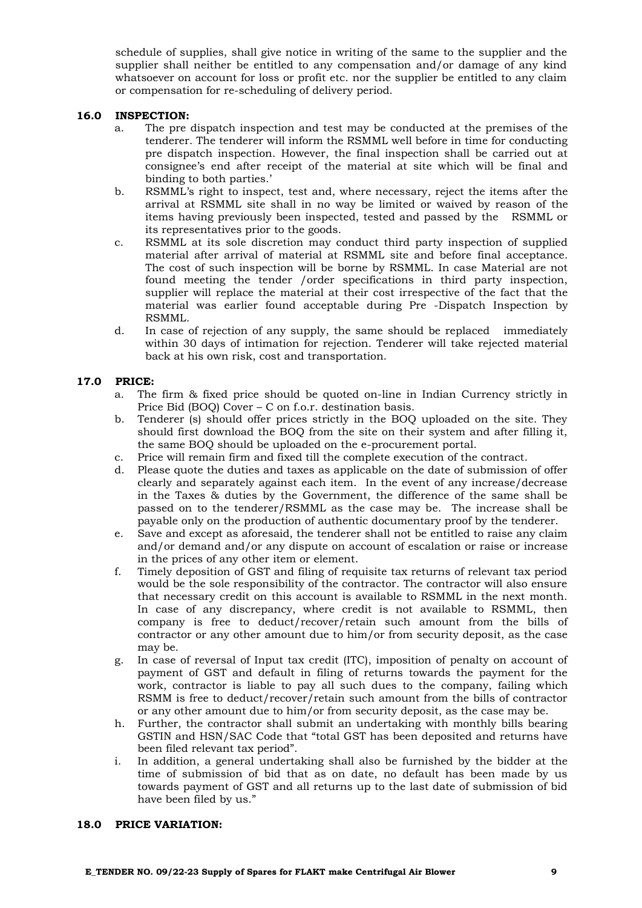schedule of supplies, shall give notice in writing of the same to the supplier and the supplier shall neither be entitled to any compensation and/or damage of any kind whatsoever on account for loss or profit etc. nor the supplier be entitled to any claim or compensation for re-scheduling of delivery period.

**16.0 INSPECTION:**

a. The pre dispatch inspection and test may be conducted at the premises of the tenderer. The tenderer will inform the RSMML well before in time for conducting pre dispatch inspection. However, the final inspection shall be carried out at consignee's end after receipt of the material at site which will be final and binding to both parties.'

b. RSMML's right to inspect, test and, where necessary, reject the items after the arrival at RSMML site shall in no way be limited or waived by reason of the items having previously been inspected, tested and passed by the RSMML or its representatives prior to the goods.

c. RSMML at its sole discretion may conduct third party inspection of supplied material after arrival of material at RSMML site and before final acceptance. The cost of such inspection will be borne by RSMML. In case Material are not found meeting the tender /order specifications in third party inspection, supplier will replace the material at their cost irrespective of the fact that the material was earlier found acceptable during Pre -Dispatch Inspection by RSMML.

d. In case of rejection of any supply, the same should be replaced immediately within 30 days of intimation for rejection. Tenderer will take rejected material back at his own risk, cost and transportation.

**17.0 PRICE:**

a. The firm & fixed price should be quoted on-line in Indian Currency strictly in Price Bid (BOQ) Cover – C on f.o.r. destination basis.

b. Tenderer (s) should offer prices strictly in the BOQ uploaded on the site. They should first download the BOQ from the site on their system and after filling it, the same BOQ should be uploaded on the e-procurement portal.

c. Price will remain firm and fixed till the complete execution of the contract.

d. Please quote the duties and taxes as applicable on the date of submission of offer clearly and separately against each item. In the event of any increase/decrease in the Taxes & duties by the Government, the difference of the same shall be passed on to the tenderer/RSMML as the case may be. The increase shall be payable only on the production of authentic documentary proof by the tenderer.

e. Save and except as aforesaid, the tenderer shall not be entitled to raise any claim and/or demand and/or any dispute on account of escalation or raise or increase in the prices of any other item or element.

f. Timely deposition of GST and filing of requisite tax returns of relevant tax period would be the sole responsibility of the contractor. The contractor will also ensure that necessary credit on this account is available to RSMML in the next month. In case of any discrepancy, where credit is not available to RSMML, then company is free to deduct/recover/retain such amount from the bills of contractor or any other amount due to him/or from security deposit, as the case may be.

g. In case of reversal of Input tax credit (ITC), imposition of penalty on account of payment of GST and default in filing of returns towards the payment for the work, contractor is liable to pay all such dues to the company, failing which RSMM is free to deduct/recover/retain such amount from the bills of contractor or any other amount due to him/or from security deposit, as the case may be.

h. Further, the contractor shall submit an undertaking with monthly bills bearing GSTIN and HSN/SAC Code that "total GST has been deposited and returns have been filed relevant tax period".

i. In addition, a general undertaking shall also be furnished by the bidder at the time of submission of bid that as on date, no default has been made by us towards payment of GST and all returns up to the last date of submission of bid have been filed by us."

**18.0 PRICE VARIATION:**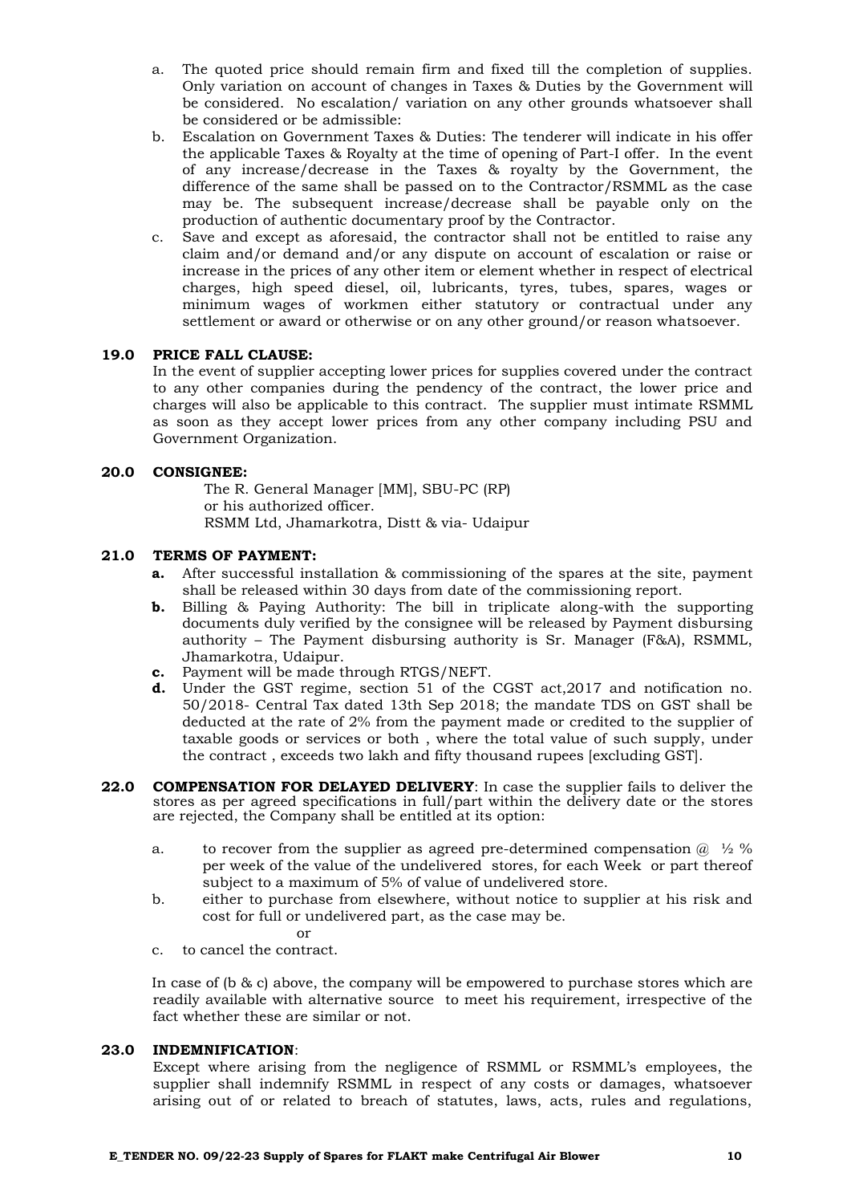a. The quoted price should remain firm and fixed till the completion of supplies. Only variation on account of changes in Taxes & Duties by the Government will be considered. No escalation/ variation on any other grounds whatsoever shall be considered or be admissible:

b. Escalation on Government Taxes & Duties: The tenderer will indicate in his offer the applicable Taxes & Royalty at the time of opening of Part-I offer. In the event of any increase/decrease in the Taxes & royalty by the Government, the difference of the same shall be passed on to the Contractor/RSMML as the case may be. The subsequent increase/decrease shall be payable only on the production of authentic documentary proof by the Contractor.

c. Save and except as aforesaid, the contractor shall not be entitled to raise any claim and/or demand and/or any dispute on account of escalation or raise or increase in the prices of any other item or element whether in respect of electrical charges, high speed diesel, oil, lubricants, tyres, tubes, spares, wages or minimum wages of workmen either statutory or contractual under any settlement or award or otherwise or on any other ground/or reason whatsoever.

### 19.0 PRICE FALL CLAUSE:

In the event of supplier accepting lower prices for supplies covered under the contract to any other companies during the pendency of the contract, the lower price and charges will also be applicable to this contract. The supplier must intimate RSMML as soon as they accept lower prices from any other company including PSU and Government Organization.

### 20.0 CONSIGNEE:

The R. General Manager [MM], SBU-PC (RP)
or his authorized officer.
RSMM Ltd, Jhamarkotra, Distt & via- Udaipur

### 21.0 TERMS OF PAYMENT:

**a.** After successful installation & commissioning of the spares at the site, payment shall be released within 30 days from date of the commissioning report.

**b.** Billing & Paying Authority: The bill in triplicate along-with the supporting documents duly verified by the consignee will be released by Payment disbursing authority – The Payment disbursing authority is Sr. Manager (F&A), RSMML, Jhamarkotra, Udaipur.

**c.** Payment will be made through RTGS/NEFT.

**d.** Under the GST regime, section 51 of the CGST act,2017 and notification no. 50/2018- Central Tax dated 13th Sep 2018; the mandate TDS on GST shall be deducted at the rate of 2% from the payment made or credited to the supplier of taxable goods or services or both , where the total value of such supply, under the contract , exceeds two lakh and fifty thousand rupees [excluding GST].

### 22.0 COMPENSATION FOR DELAYED DELIVERY:

In case the supplier fails to deliver the stores as per agreed specifications in full/part within the delivery date or the stores are rejected, the Company shall be entitled at its option:

a. to recover from the supplier as agreed pre-determined compensation @ ½ % per week of the value of the undelivered stores, for each Week or part thereof subject to a maximum of 5% of value of undelivered store.

b. either to purchase from elsewhere, without notice to supplier at his risk and cost for full or undelivered part, as the case may be.

or

c. to cancel the contract.

In case of (b & c) above, the company will be empowered to purchase stores which are readily available with alternative source to meet his requirement, irrespective of the fact whether these are similar or not.

### 23.0 INDEMNIFICATION:

Except where arising from the negligence of RSMML or RSMML's employees, the supplier shall indemnify RSMML in respect of any costs or damages, whatsoever arising out of or related to breach of statutes, laws, acts, rules and regulations,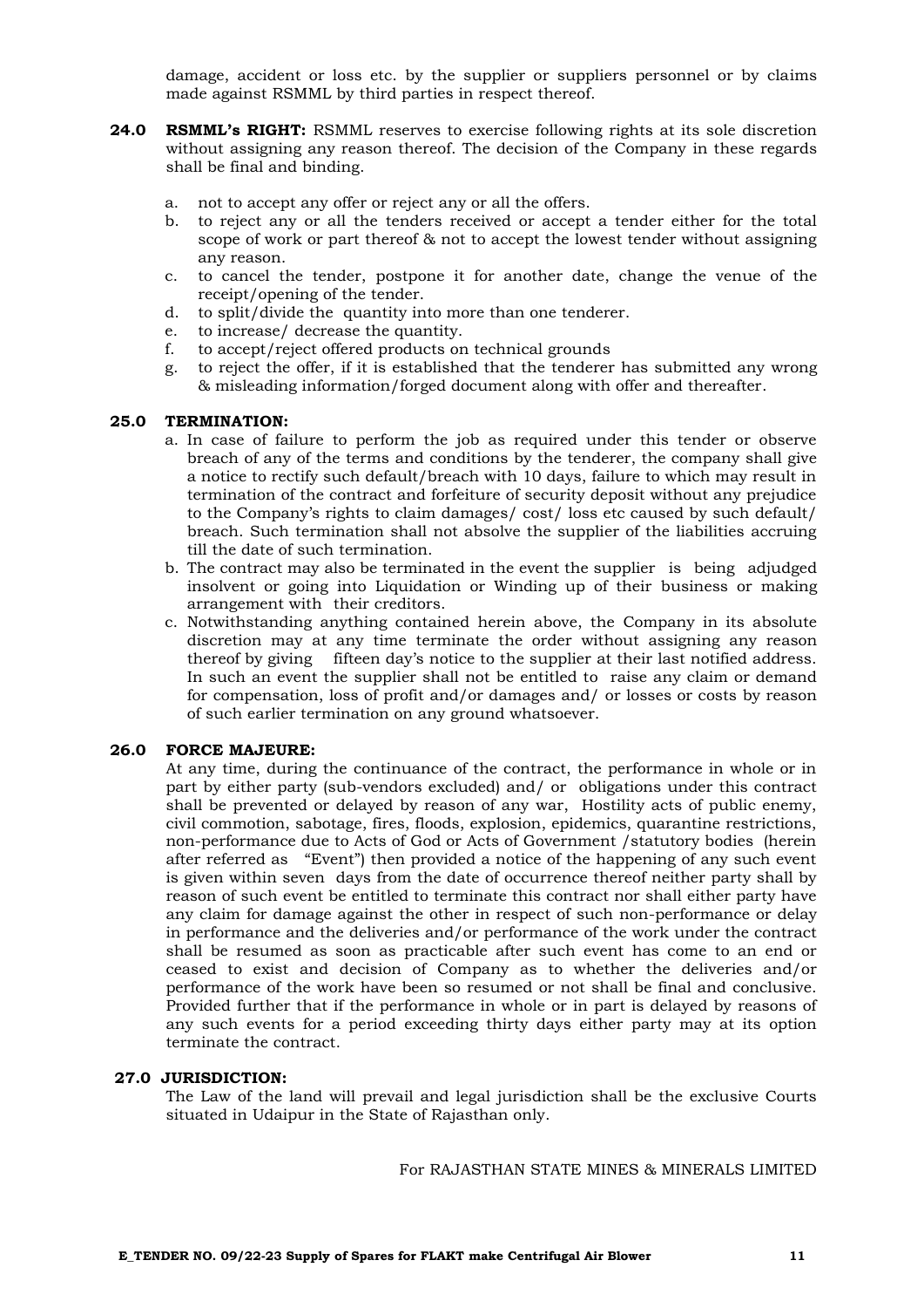damage, accident or loss etc. by the supplier or suppliers personnel or by claims made against RSMML by third parties in respect thereof.

**24.0 RSMML's RIGHT:** RSMML reserves to exercise following rights at its sole discretion without assigning any reason thereof. The decision of the Company in these regards shall be final and binding.

a. not to accept any offer or reject any or all the offers.
b. to reject any or all the tenders received or accept a tender either for the total scope of work or part thereof & not to accept the lowest tender without assigning any reason.
c. to cancel the tender, postpone it for another date, change the venue of the receipt/opening of the tender.
d. to split/divide the quantity into more than one tenderer.
e. to increase/ decrease the quantity.
f. to accept/reject offered products on technical grounds
g. to reject the offer, if it is established that the tenderer has submitted any wrong & misleading information/forged document along with offer and thereafter.

**25.0 TERMINATION:**

a. In case of failure to perform the job as required under this tender or observe breach of any of the terms and conditions by the tenderer, the company shall give a notice to rectify such default/breach with 10 days, failure to which may result in termination of the contract and forfeiture of security deposit without any prejudice to the Company's rights to claim damages/ cost/ loss etc caused by such default/ breach. Such termination shall not absolve the supplier of the liabilities accruing till the date of such termination.
b. The contract may also be terminated in the event the supplier is being adjudged insolvent or going into Liquidation or Winding up of their business or making arrangement with their creditors.
c. Notwithstanding anything contained herein above, the Company in its absolute discretion may at any time terminate the order without assigning any reason thereof by giving fifteen day's notice to the supplier at their last notified address. In such an event the supplier shall not be entitled to raise any claim or demand for compensation, loss of profit and/or damages and/ or losses or costs by reason of such earlier termination on any ground whatsoever.

**26.0 FORCE MAJEURE:**

At any time, during the continuance of the contract, the performance in whole or in part by either party (sub-vendors excluded) and/ or obligations under this contract shall be prevented or delayed by reason of any war, Hostility acts of public enemy, civil commotion, sabotage, fires, floods, explosion, epidemics, quarantine restrictions, non-performance due to Acts of God or Acts of Government /statutory bodies (herein after referred as "Event") then provided a notice of the happening of any such event is given within seven days from the date of occurrence thereof neither party shall by reason of such event be entitled to terminate this contract nor shall either party have any claim for damage against the other in respect of such non-performance or delay in performance and the deliveries and/or performance of the work under the contract shall be resumed as soon as practicable after such event has come to an end or ceased to exist and decision of Company as to whether the deliveries and/or performance of the work have been so resumed or not shall be final and conclusive. Provided further that if the performance in whole or in part is delayed by reasons of any such events for a period exceeding thirty days either party may at its option terminate the contract.

**27.0 JURISDICTION:**

The Law of the land will prevail and legal jurisdiction shall be the exclusive Courts situated in Udaipur in the State of Rajasthan only.

For RAJASTHAN STATE MINES & MINERALS LIMITED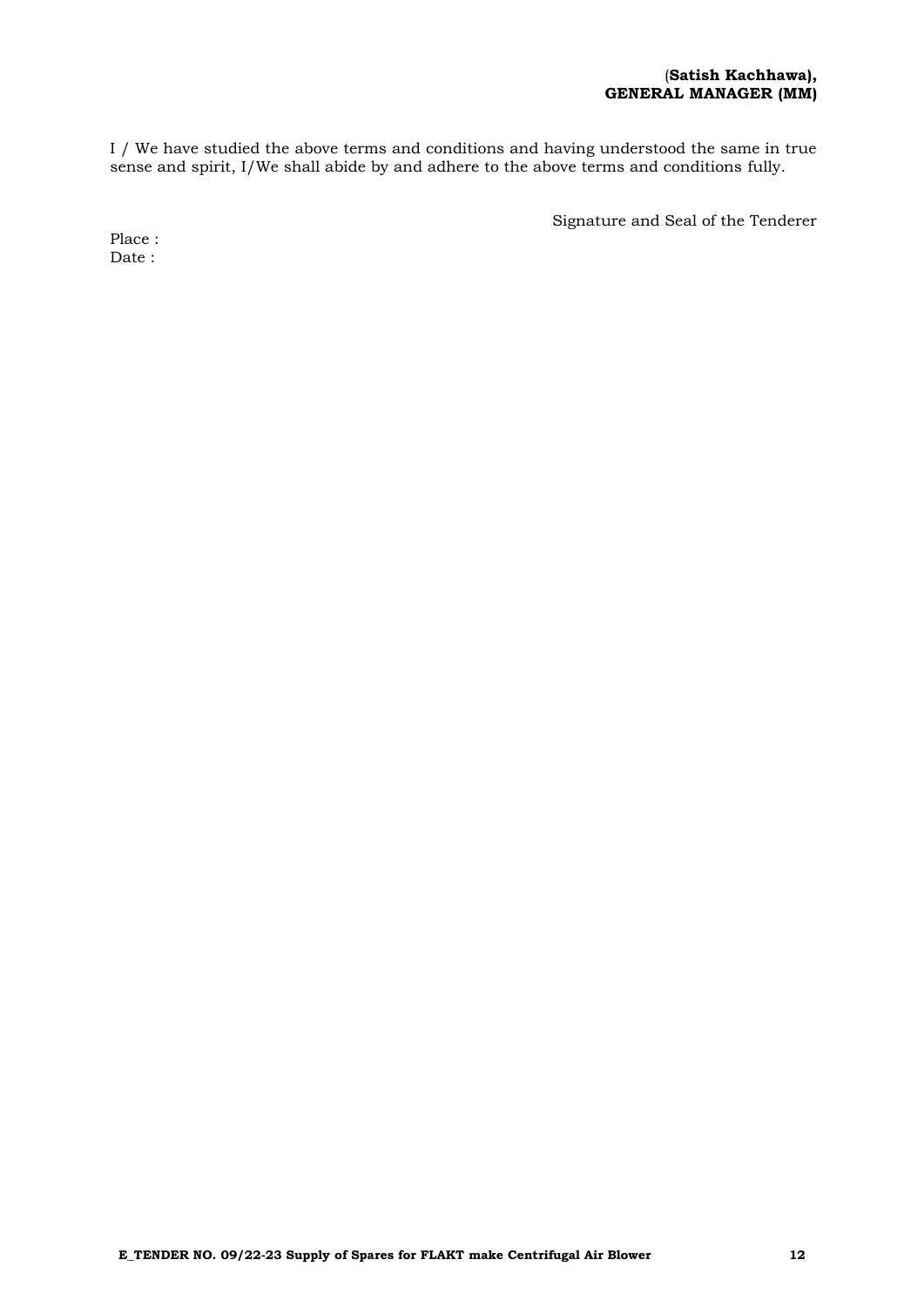**(Satish Kachhawa),**
**GENERAL MANAGER (MM)**

I / We have studied the above terms and conditions and having understood the same in true sense and spirit, I/We shall abide by and adhere to the above terms and conditions fully.

Signature and Seal of the Tenderer

Place :
Date :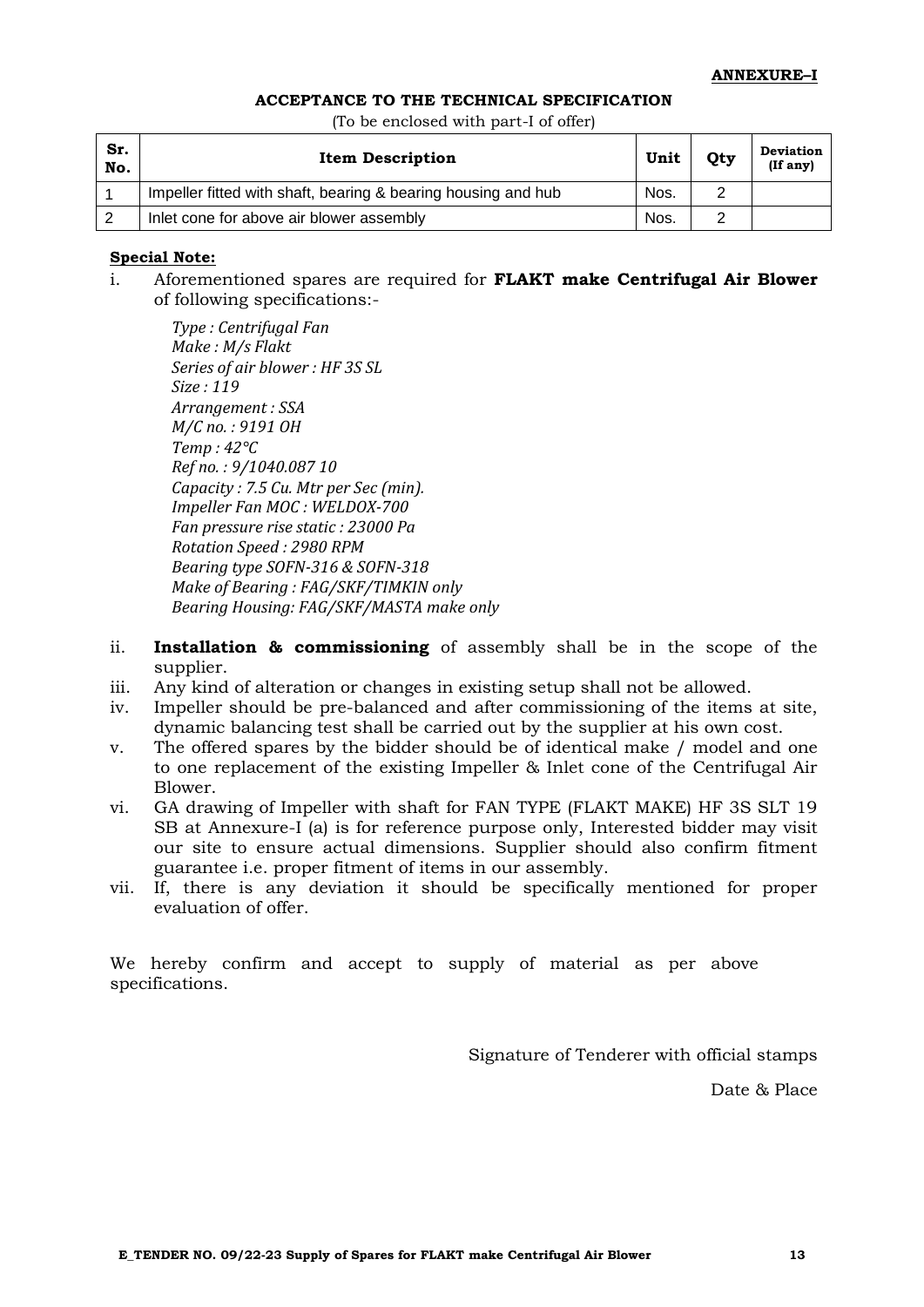**ANNEXURE–I**

## ACCEPTANCE TO THE TECHNICAL SPECIFICATION

(To be enclosed with part-I of offer)

| Sr. No. | Item Description | Unit | Qty | Deviation (If any) |
|---|---|---|---|---|
| 1 | Impeller fitted with shaft, bearing & bearing housing and hub | Nos. | 2 | |
| 2 | Inlet cone for above air blower assembly | Nos. | 2 | |

**Special Note:**

i. Aforementioned spares are required for **FLAKT make Centrifugal Air Blower** of following specifications:-

*Type : Centrifugal Fan*
*Make : M/s Flakt*
*Series of air blower : HF 3S SL*
*Size : 119*
*Arrangement : SSA*
*M/C no. : 9191 OH*
*Temp : 42°C*
*Ref no. : 9/1040.087 10*
*Capacity : 7.5 Cu. Mtr per Sec (min).*
*Impeller Fan MOC : WELDOX-700*
*Fan pressure rise static : 23000 Pa*
*Rotation Speed : 2980 RPM*
*Bearing type SOFN-316 & SOFN-318*
*Make of Bearing : FAG/SKF/TIMKIN only*
*Bearing Housing: FAG/SKF/MASTA make only*

ii. **Installation & commissioning** of assembly shall be in the scope of the supplier.

iii. Any kind of alteration or changes in existing setup shall not be allowed.

iv. Impeller should be pre-balanced and after commissioning of the items at site, dynamic balancing test shall be carried out by the supplier at his own cost.

v. The offered spares by the bidder should be of identical make / model and one to one replacement of the existing Impeller & Inlet cone of the Centrifugal Air Blower.

vi. GA drawing of Impeller with shaft for FAN TYPE (FLAKT MAKE) HF 3S SLT 19 SB at Annexure-I (a) is for reference purpose only, Interested bidder may visit our site to ensure actual dimensions. Supplier should also confirm fitment guarantee i.e. proper fitment of items in our assembly.

vii. If, there is any deviation it should be specifically mentioned for proper evaluation of offer.

We hereby confirm and accept to supply of material as per above specifications.

Signature of Tenderer with official stamps

Date & Place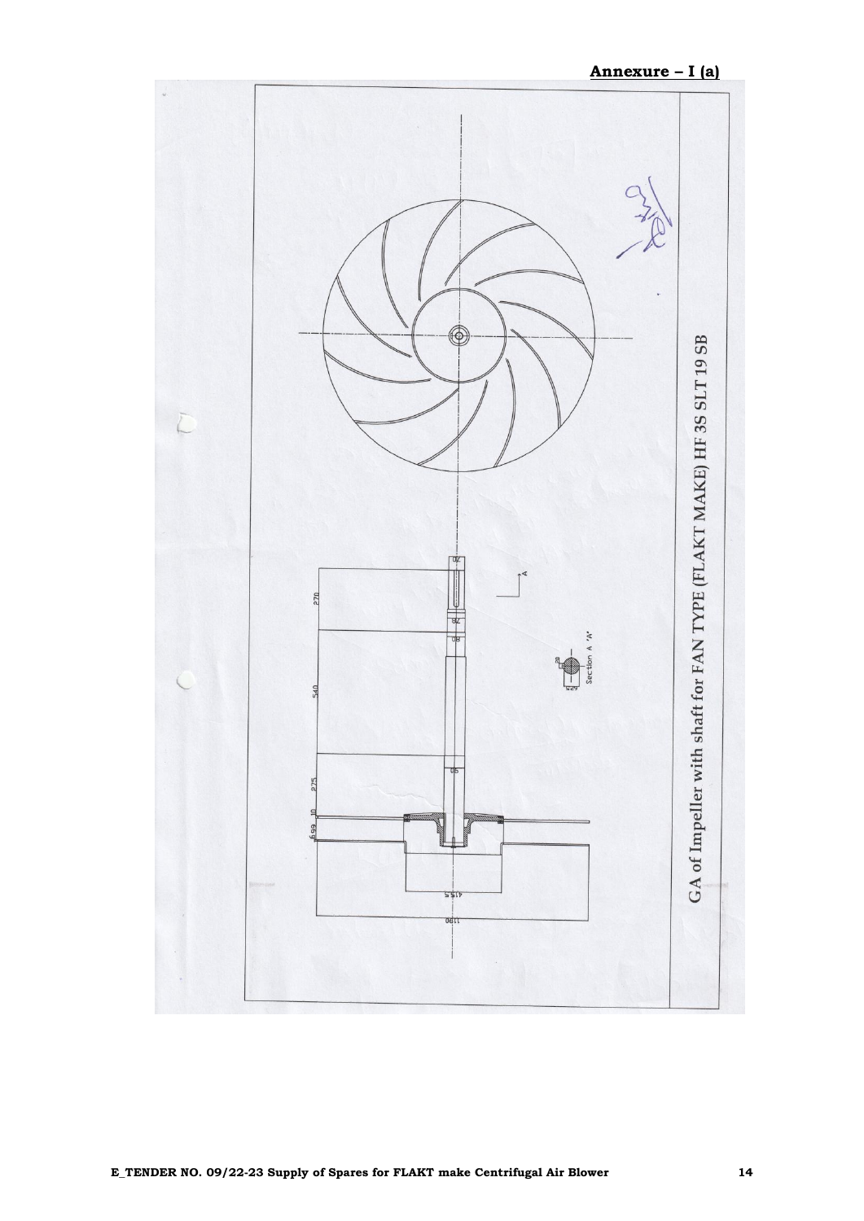**Annexure – I (a)**

GA of Impeller with shaft for FAN TYPE (FLAKT MAKE) HF 3S SLT 19 SB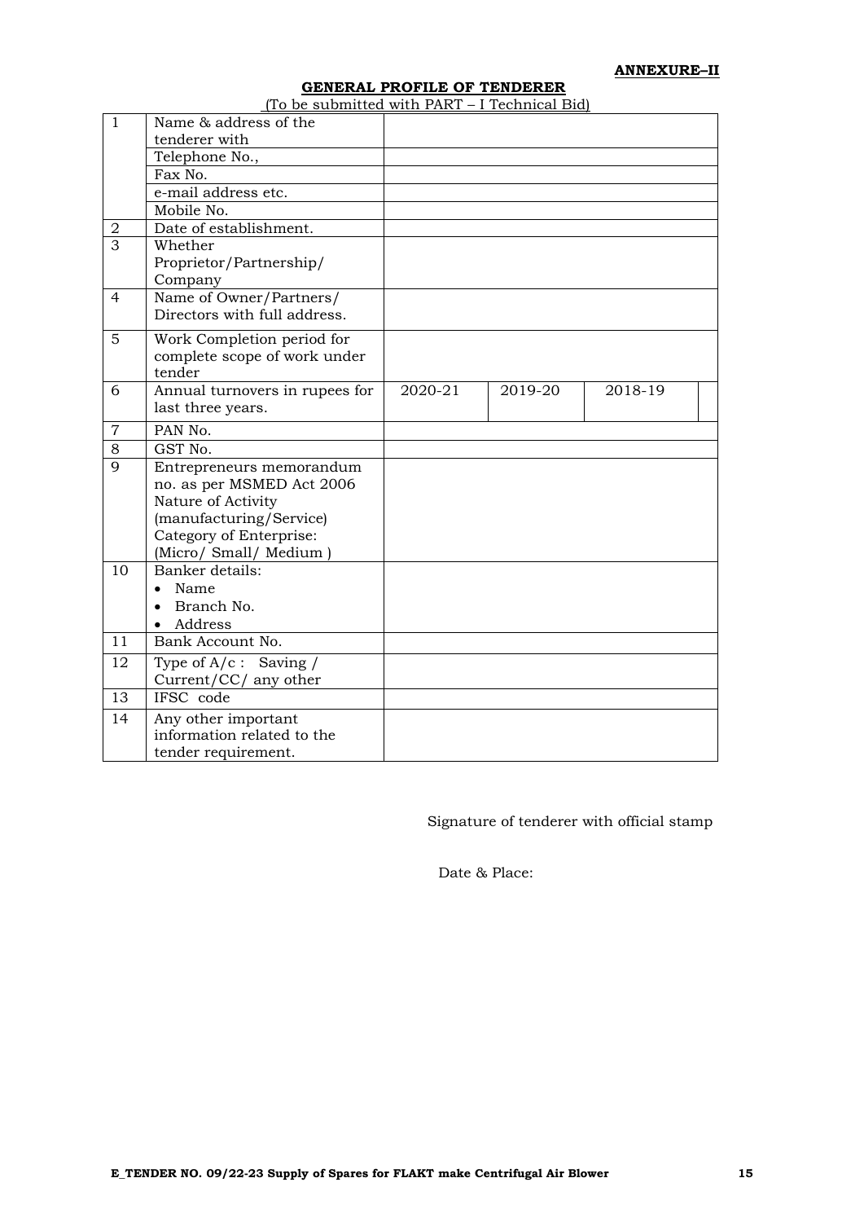**ANNEXURE–II**

**GENERAL PROFILE OF TENDERER**

(To be submitted with PART – I Technical Bid)

| | | | | | |
|---|---|---|---|---|---|
| 1 | Name & address of the tenderer with | | | | |
| | Telephone No., | | | | |
| | Fax No. | | | | |
| | e-mail address etc. | | | | |
| | Mobile No. | | | | |
| 2 | Date of establishment. | | | | |
| 3 | Whether Proprietor/Partnership/ Company | | | | |
| 4 | Name of Owner/Partners/ Directors with full address. | | | | |
| 5 | Work Completion period for complete scope of work under tender | | | | |
| 6 | Annual turnovers in rupees for last three years. | 2020-21 | 2019-20 | 2018-19 | |
| 7 | PAN No. | | | | |
| 8 | GST No. | | | | |
| 9 | Entrepreneurs memorandum no. as per MSMED Act 2006<br>Nature of Activity (manufacturing/Service)<br>Category of Enterprise: (Micro/ Small/ Medium ) | | | | |
| 10 | Banker details:<br>• Name<br>• Branch No.<br>• Address | | | | |
| 11 | Bank Account No. | | | | |
| 12 | Type of A/c : Saving / Current/CC/ any other | | | | |
| 13 | IFSC code | | | | |
| 14 | Any other important information related to the tender requirement. | | | | |

Signature of tenderer with official stamp

Date & Place: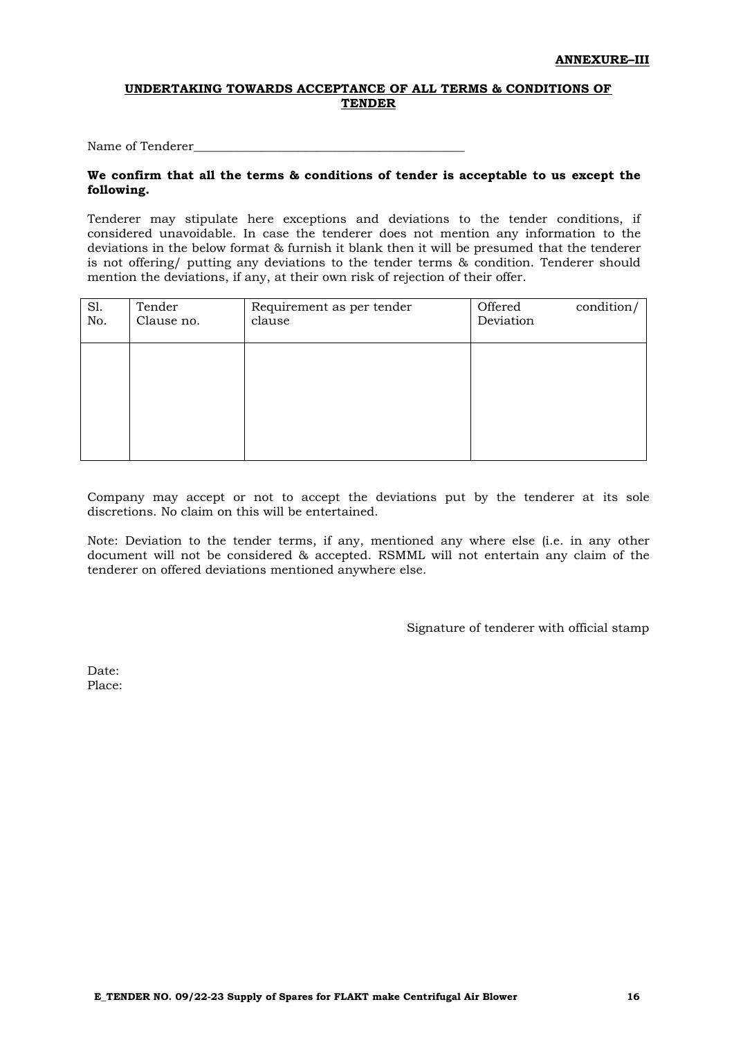**ANNEXURE–III**

## UNDERTAKING TOWARDS ACCEPTANCE OF ALL TERMS & CONDITIONS OF TENDER

Name of Tenderer_____________________________________________

**We confirm that all the terms & conditions of tender is acceptable to us except the following.**

Tenderer may stipulate here exceptions and deviations to the tender conditions, if considered unavoidable. In case the tenderer does not mention any information to the deviations in the below format & furnish it blank then it will be presumed that the tenderer is not offering/ putting any deviations to the tender terms & condition. Tenderer should mention the deviations, if any, at their own risk of rejection of their offer.

| Sl. No. | Tender Clause no. | Requirement as per tender clause | Offered condition/ Deviation |
|---|---|---|---|
| | | | |

Company may accept or not to accept the deviations put by the tenderer at its sole discretions. No claim on this will be entertained.

Note: Deviation to the tender terms, if any, mentioned any where else (i.e. in any other document will not be considered & accepted. RSMML will not entertain any claim of the tenderer on offered deviations mentioned anywhere else.

Signature of tenderer with official stamp

Date:
Place: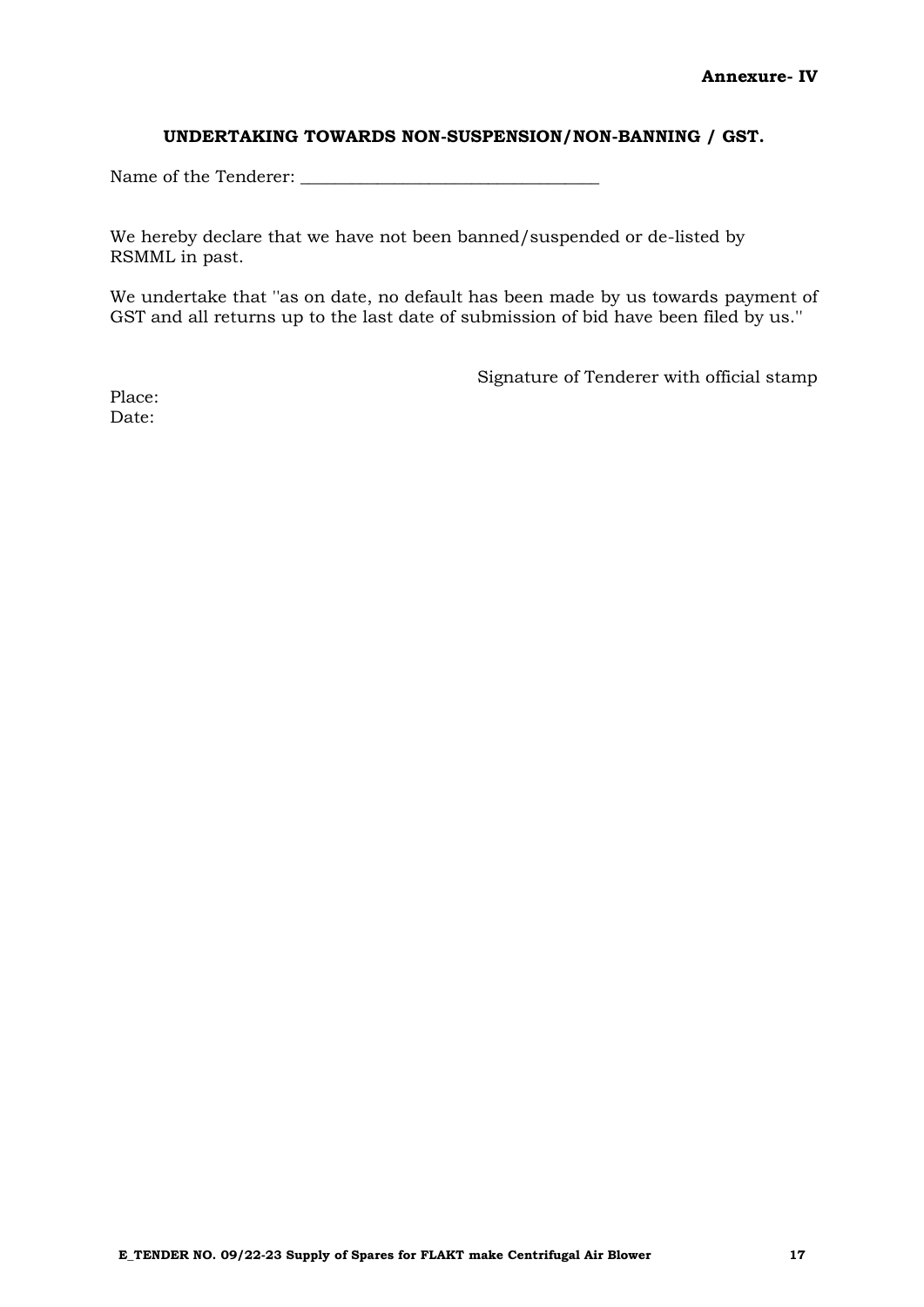**Annexure- IV**

**UNDERTAKING TOWARDS NON-SUSPENSION/NON-BANNING / GST.**

Name of the Tenderer: ___________________________________

We hereby declare that we have not been banned/suspended or de-listed by RSMML in past.

We undertake that ''as on date, no default has been made by us towards payment of GST and all returns up to the last date of submission of bid have been filed by us.''

Signature of Tenderer with official stamp

Place:
Date: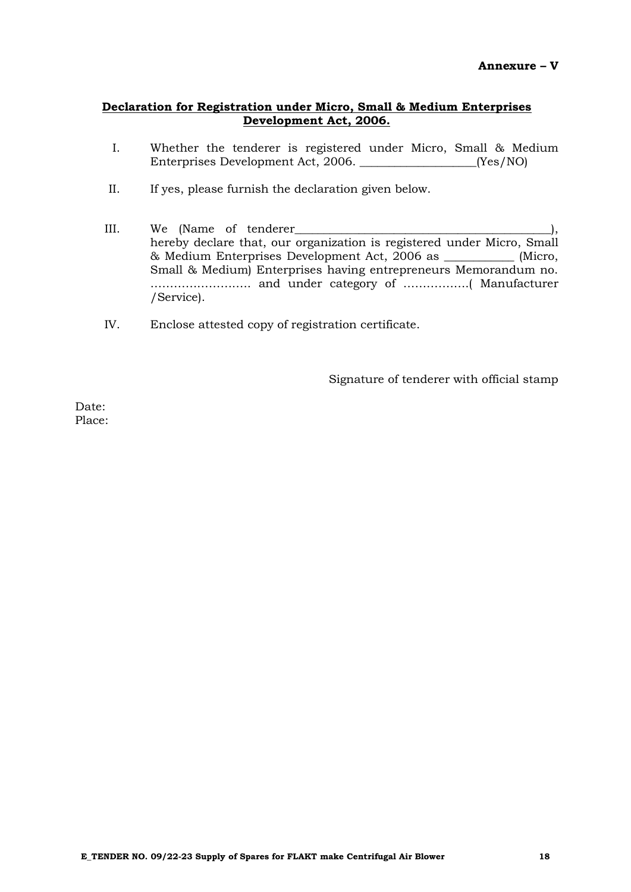**Annexure – V**

**Declaration for Registration under Micro, Small & Medium Enterprises Development Act, 2006.**

I. Whether the tenderer is registered under Micro, Small & Medium Enterprises Development Act, 2006. ___________________(Yes/NO)

II. If yes, please furnish the declaration given below.

III. We (Name of tenderer__________________________________________), hereby declare that, our organization is registered under Micro, Small & Medium Enterprises Development Act, 2006 as ___________ (Micro, Small & Medium) Enterprises having entrepreneurs Memorandum no. ……………………. and under category of ……………..( Manufacturer /Service).

IV. Enclose attested copy of registration certificate.

Signature of tenderer with official stamp

Date:
Place: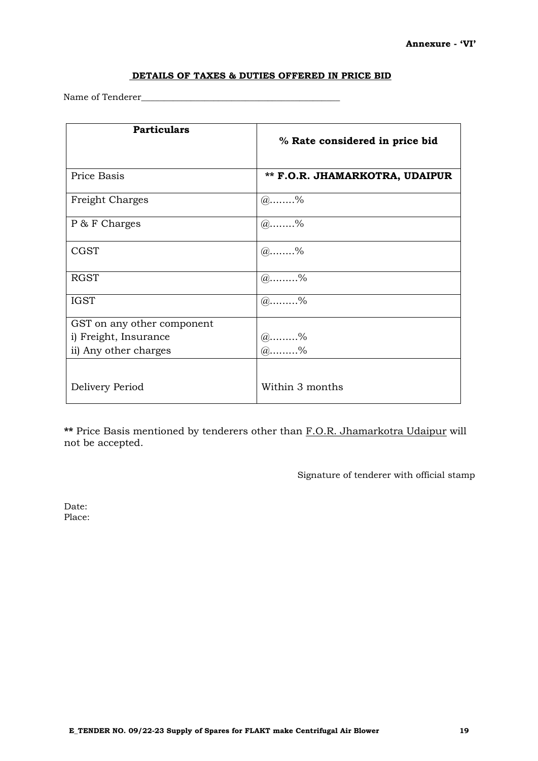**Annexure - 'VI'**

## DETAILS OF TAXES & DUTIES OFFERED IN PRICE BID

Name of Tenderer_____________________________________________

| Particulars | % Rate considered in price bid |
|---|---|
| Price Basis | ** F.O.R. JHAMARKOTRA, UDAIPUR |
| Freight Charges | @……..% |
| P & F Charges | @……..% |
| CGST | @……..% |
| RGST | @………% |
| IGST | @………% |
| GST on any other component<br>i) Freight, Insurance<br>ii) Any other charges | <br>@………%<br>@………% |
| Delivery Period | Within 3 months |

** Price Basis mentioned by tenderers other than F.O.R. Jhamarkotra Udaipur will not be accepted.

Signature of tenderer with official stamp

Date:
Place:

E_TENDER NO. 09/22-23 Supply of Spares for FLAKT make Centrifugal Air Blower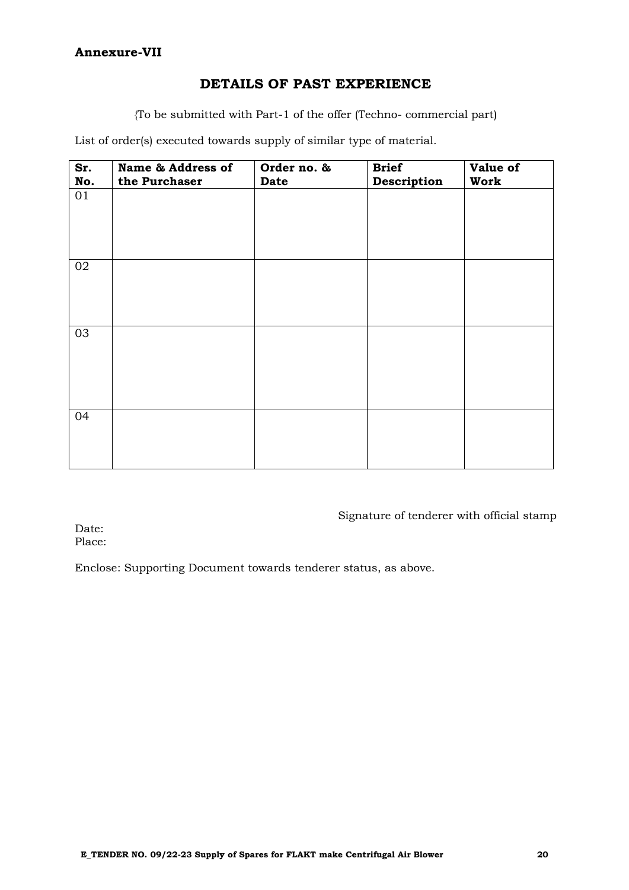**Annexure-VII**

## DETAILS OF PAST EXPERIENCE

{To be submitted with Part-1 of the offer (Techno- commercial part)

List of order(s) executed towards supply of similar type of material.

| Sr. No. | Name & Address of the Purchaser | Order no. & Date | Brief Description | Value of Work |
|---|---|---|---|---|
| 01 | | | | |
| 02 | | | | |
| 03 | | | | |
| 04 | | | | |

Signature of tenderer with official stamp

Date:
Place:

Enclose: Supporting Document towards tenderer status, as above.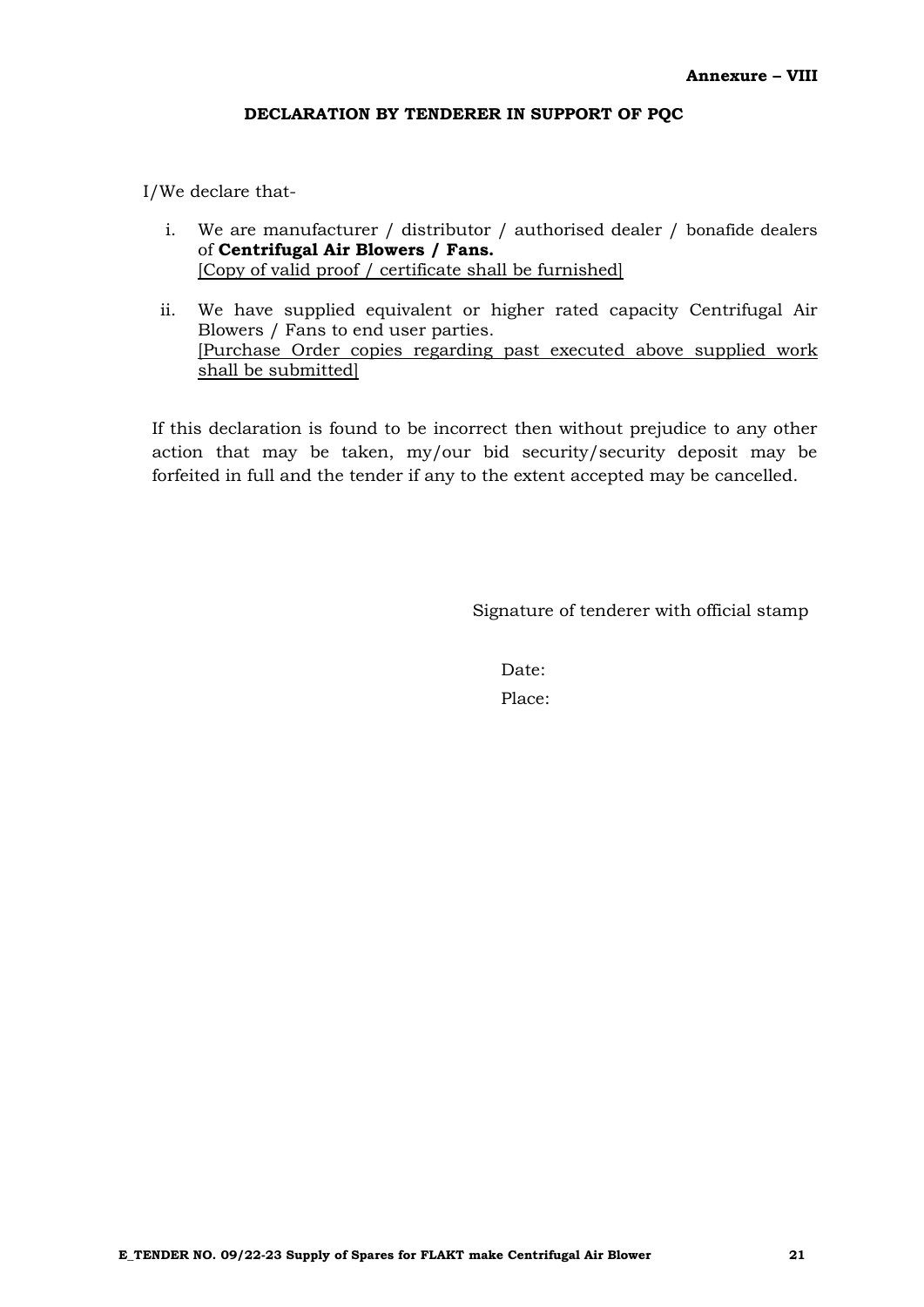**Annexure – VIII**

**DECLARATION BY TENDERER IN SUPPORT OF PQC**

I/We declare that-

i. We are manufacturer / distributor / authorised dealer / bonafide dealers of **Centrifugal Air Blowers / Fans.**
[Copy of valid proof / certificate shall be furnished]

ii. We have supplied equivalent or higher rated capacity Centrifugal Air Blowers / Fans to end user parties.
[Purchase Order copies regarding past executed above supplied work shall be submitted]

If this declaration is found to be incorrect then without prejudice to any other action that may be taken, my/our bid security/security deposit may be forfeited in full and the tender if any to the extent accepted may be cancelled.

Signature of tenderer with official stamp

Date:

Place: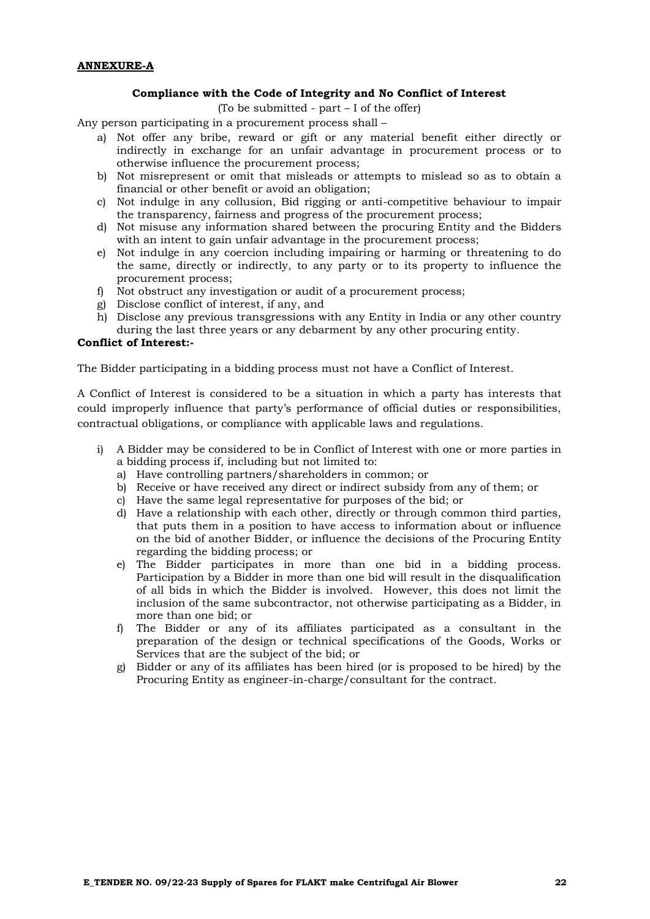**ANNEXURE-A**

**Compliance with the Code of Integrity and No Conflict of Interest**

(To be submitted - part – I of the offer)

Any person participating in a procurement process shall –

a) Not offer any bribe, reward or gift or any material benefit either directly or indirectly in exchange for an unfair advantage in procurement process or to otherwise influence the procurement process;
b) Not misrepresent or omit that misleads or attempts to mislead so as to obtain a financial or other benefit or avoid an obligation;
c) Not indulge in any collusion, Bid rigging or anti-competitive behaviour to impair the transparency, fairness and progress of the procurement process;
d) Not misuse any information shared between the procuring Entity and the Bidders with an intent to gain unfair advantage in the procurement process;
e) Not indulge in any coercion including impairing or harming or threatening to do the same, directly or indirectly, to any party or to its property to influence the procurement process;
f) Not obstruct any investigation or audit of a procurement process;
g) Disclose conflict of interest, if any, and
h) Disclose any previous transgressions with any Entity in India or any other country during the last three years or any debarment by any other procuring entity.

**Conflict of Interest:-**

The Bidder participating in a bidding process must not have a Conflict of Interest.

A Conflict of Interest is considered to be a situation in which a party has interests that could improperly influence that party's performance of official duties or responsibilities, contractual obligations, or compliance with applicable laws and regulations.

i) A Bidder may be considered to be in Conflict of Interest with one or more parties in a bidding process if, including but not limited to:
   a) Have controlling partners/shareholders in common; or
   b) Receive or have received any direct or indirect subsidy from any of them; or
   c) Have the same legal representative for purposes of the bid; or
   d) Have a relationship with each other, directly or through common third parties, that puts them in a position to have access to information about or influence on the bid of another Bidder, or influence the decisions of the Procuring Entity regarding the bidding process; or
   e) The Bidder participates in more than one bid in a bidding process. Participation by a Bidder in more than one bid will result in the disqualification of all bids in which the Bidder is involved. However, this does not limit the inclusion of the same subcontractor, not otherwise participating as a Bidder, in more than one bid; or
   f) The Bidder or any of its affiliates participated as a consultant in the preparation of the design or technical specifications of the Goods, Works or Services that are the subject of the bid; or
   g) Bidder or any of its affiliates has been hired (or is proposed to be hired) by the Procuring Entity as engineer-in-charge/consultant for the contract.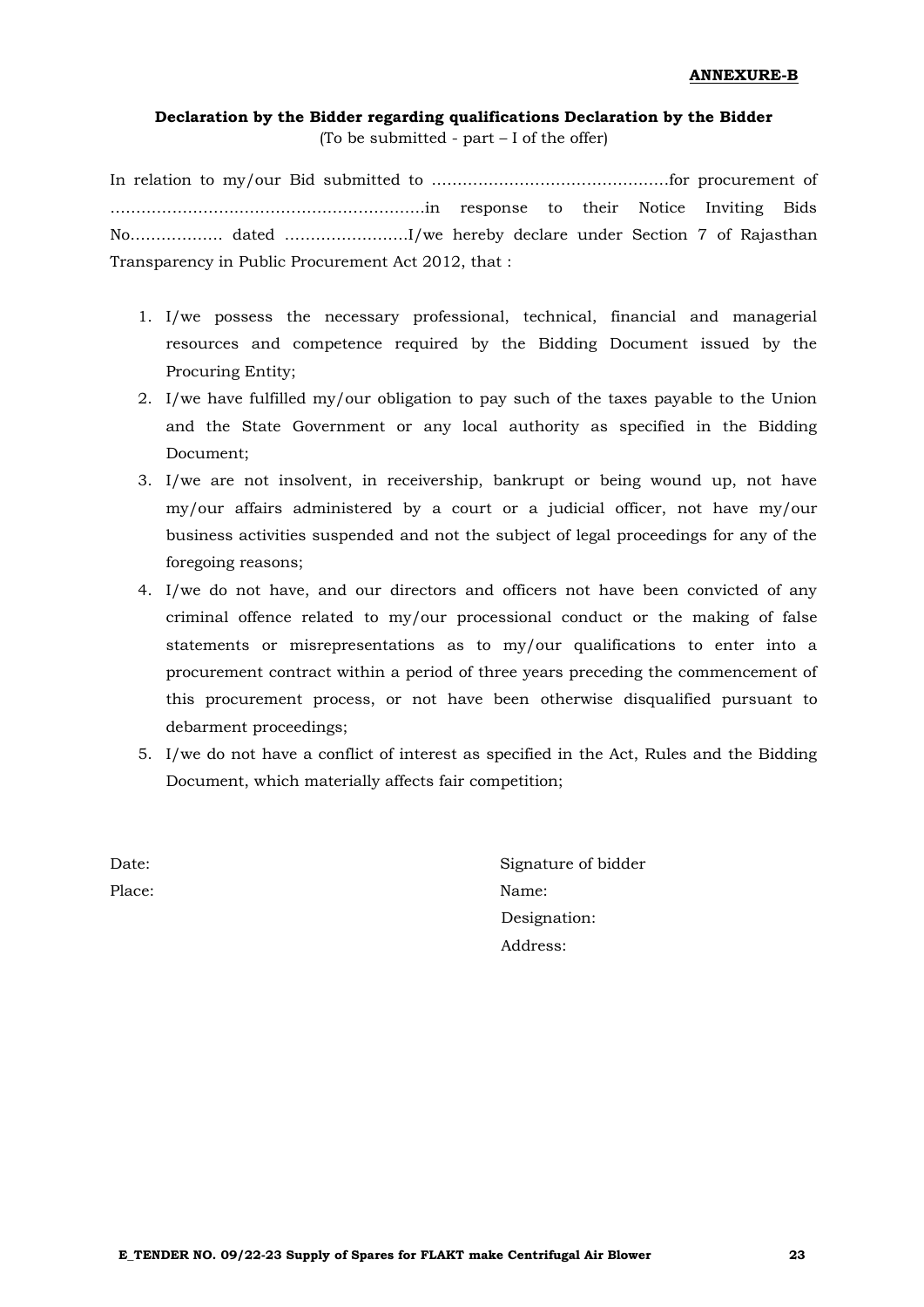**ANNEXURE-B**

**Declaration by the Bidder regarding qualifications Declaration by the Bidder**

(To be submitted - part – I of the offer)

In relation to my/our Bid submitted to ……………………………………….for procurement of ……………………………………………………in response to their Notice Inviting Bids No……………… dated ……………………I/we hereby declare under Section 7 of Rajasthan Transparency in Public Procurement Act 2012, that :

1. I/we possess the necessary professional, technical, financial and managerial resources and competence required by the Bidding Document issued by the Procuring Entity;
2. I/we have fulfilled my/our obligation to pay such of the taxes payable to the Union and the State Government or any local authority as specified in the Bidding Document;
3. I/we are not insolvent, in receivership, bankrupt or being wound up, not have my/our affairs administered by a court or a judicial officer, not have my/our business activities suspended and not the subject of legal proceedings for any of the foregoing reasons;
4. I/we do not have, and our directors and officers not have been convicted of any criminal offence related to my/our processional conduct or the making of false statements or misrepresentations as to my/our qualifications to enter into a procurement contract within a period of three years preceding the commencement of this procurement process, or not have been otherwise disqualified pursuant to debarment proceedings;
5. I/we do not have a conflict of interest as specified in the Act, Rules and the Bidding Document, which materially affects fair competition;

Date:

Place:

Signature of bidder

Name:

Designation:

Address: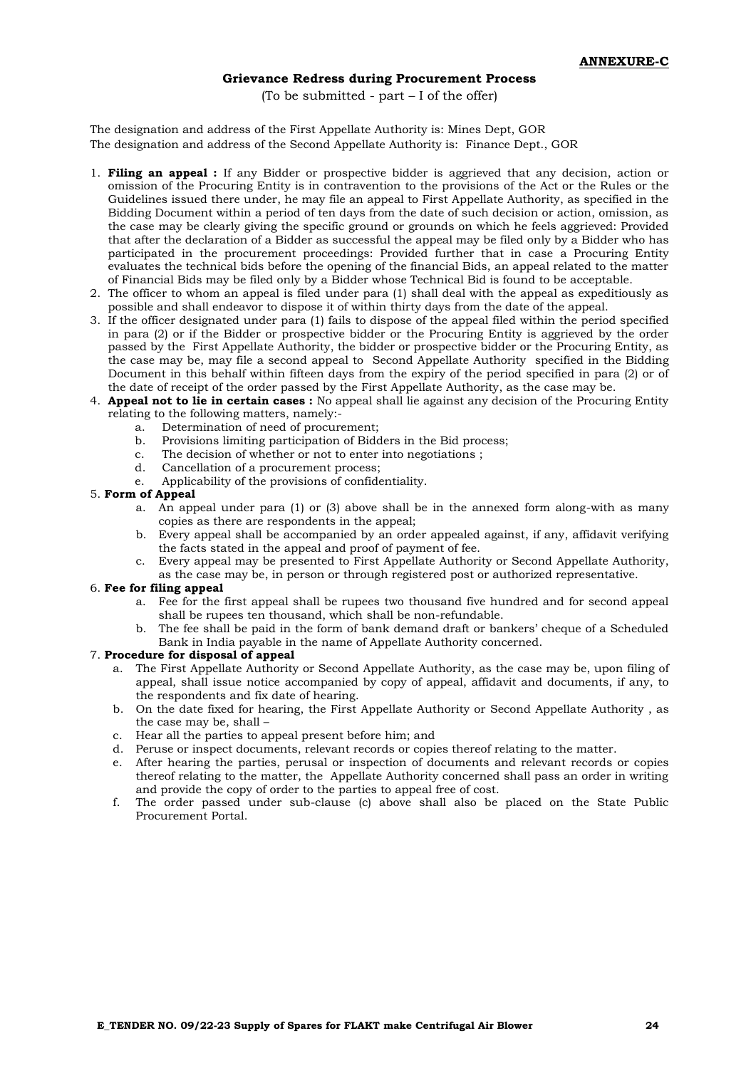**ANNEXURE-C**

**Grievance Redress during Procurement Process**

(To be submitted - part – I of the offer)

The designation and address of the First Appellate Authority is: Mines Dept, GOR
The designation and address of the Second Appellate Authority is: Finance Dept., GOR

1. **Filing an appeal :** If any Bidder or prospective bidder is aggrieved that any decision, action or omission of the Procuring Entity is in contravention to the provisions of the Act or the Rules or the Guidelines issued there under, he may file an appeal to First Appellate Authority, as specified in the Bidding Document within a period of ten days from the date of such decision or action, omission, as the case may be clearly giving the specific ground or grounds on which he feels aggrieved: Provided that after the declaration of a Bidder as successful the appeal may be filed only by a Bidder who has participated in the procurement proceedings: Provided further that in case a Procuring Entity evaluates the technical bids before the opening of the financial Bids, an appeal related to the matter of Financial Bids may be filed only by a Bidder whose Technical Bid is found to be acceptable.
2. The officer to whom an appeal is filed under para (1) shall deal with the appeal as expeditiously as possible and shall endeavor to dispose it of within thirty days from the date of the appeal.
3. If the officer designated under para (1) fails to dispose of the appeal filed within the period specified in para (2) or if the Bidder or prospective bidder or the Procuring Entity is aggrieved by the order passed by the First Appellate Authority, the bidder or prospective bidder or the Procuring Entity, as the case may be, may file a second appeal to Second Appellate Authority specified in the Bidding Document in this behalf within fifteen days from the expiry of the period specified in para (2) or of the date of receipt of the order passed by the First Appellate Authority, as the case may be.
4. **Appeal not to lie in certain cases :** No appeal shall lie against any decision of the Procuring Entity relating to the following matters, namely:-
   a. Determination of need of procurement;
   b. Provisions limiting participation of Bidders in the Bid process;
   c. The decision of whether or not to enter into negotiations ;
   d. Cancellation of a procurement process;
   e. Applicability of the provisions of confidentiality.
5. **Form of Appeal**
   a. An appeal under para (1) or (3) above shall be in the annexed form along-with as many copies as there are respondents in the appeal;
   b. Every appeal shall be accompanied by an order appealed against, if any, affidavit verifying the facts stated in the appeal and proof of payment of fee.
   c. Every appeal may be presented to First Appellate Authority or Second Appellate Authority, as the case may be, in person or through registered post or authorized representative.
6. **Fee for filing appeal**
   a. Fee for the first appeal shall be rupees two thousand five hundred and for second appeal shall be rupees ten thousand, which shall be non-refundable.
   b. The fee shall be paid in the form of bank demand draft or bankers' cheque of a Scheduled Bank in India payable in the name of Appellate Authority concerned.
7. **Procedure for disposal of appeal**
   a. The First Appellate Authority or Second Appellate Authority, as the case may be, upon filing of appeal, shall issue notice accompanied by copy of appeal, affidavit and documents, if any, to the respondents and fix date of hearing.
   b. On the date fixed for hearing, the First Appellate Authority or Second Appellate Authority , as the case may be, shall –
   c. Hear all the parties to appeal present before him; and
   d. Peruse or inspect documents, relevant records or copies thereof relating to the matter.
   e. After hearing the parties, perusal or inspection of documents and relevant records or copies thereof relating to the matter, the Appellate Authority concerned shall pass an order in writing and provide the copy of order to the parties to appeal free of cost.
   f. The order passed under sub-clause (c) above shall also be placed on the State Public Procurement Portal.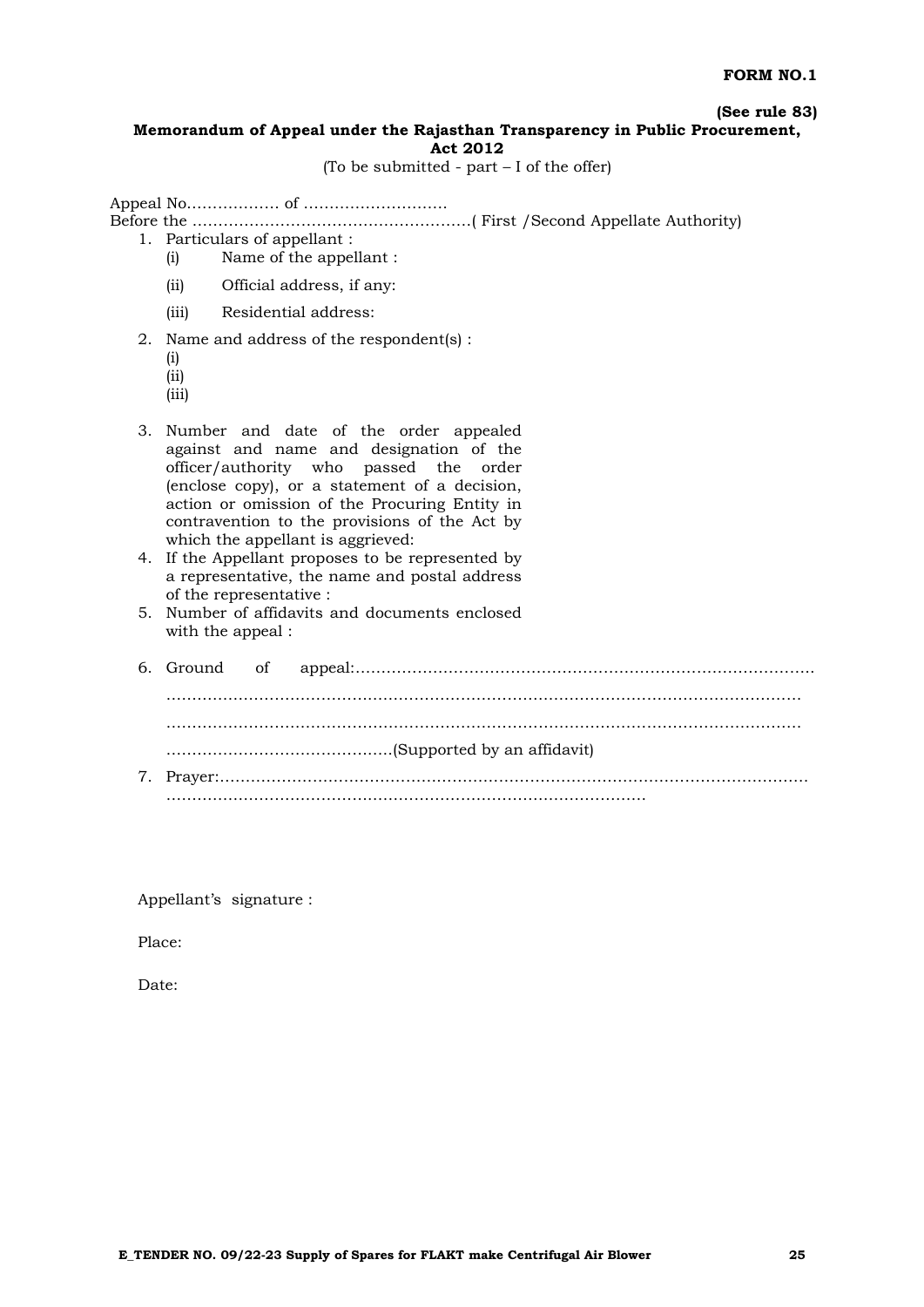**FORM NO.1**

**(See rule 83)**

**Memorandum of Appeal under the Rajasthan Transparency in Public Procurement, Act 2012**

(To be submitted - part – I of the offer)

Appeal No……………… of ……………………….

Before the ………………………………………………( First /Second Appellate Authority)

1. Particulars of appellant :
   - (i) Name of the appellant :
   - (ii) Official address, if any:
   - (iii) Residential address:
2. Name and address of the respondent(s) :
   - (i)
   - (ii)
   - (iii)
3. Number and date of the order appealed against and name and designation of the officer/authority who passed the order (enclose copy), or a statement of a decision, action or omission of the Procuring Entity in contravention to the provisions of the Act by which the appellant is aggrieved:
4. If the Appellant proposes to be represented by a representative, the name and postal address of the representative :
5. Number of affidavits and documents enclosed with the appeal :
6. Ground of appeal:………………………………………………………………………………
   ……………………………………………………………………………………………………
   ……………………………………………………………………………………………………
   ………………………………………(Supported by an affidavit)
7. Prayer:…………………………………………………………………………………………
   …………………………………………………………………………………

Appellant's signature :

Place:

Date: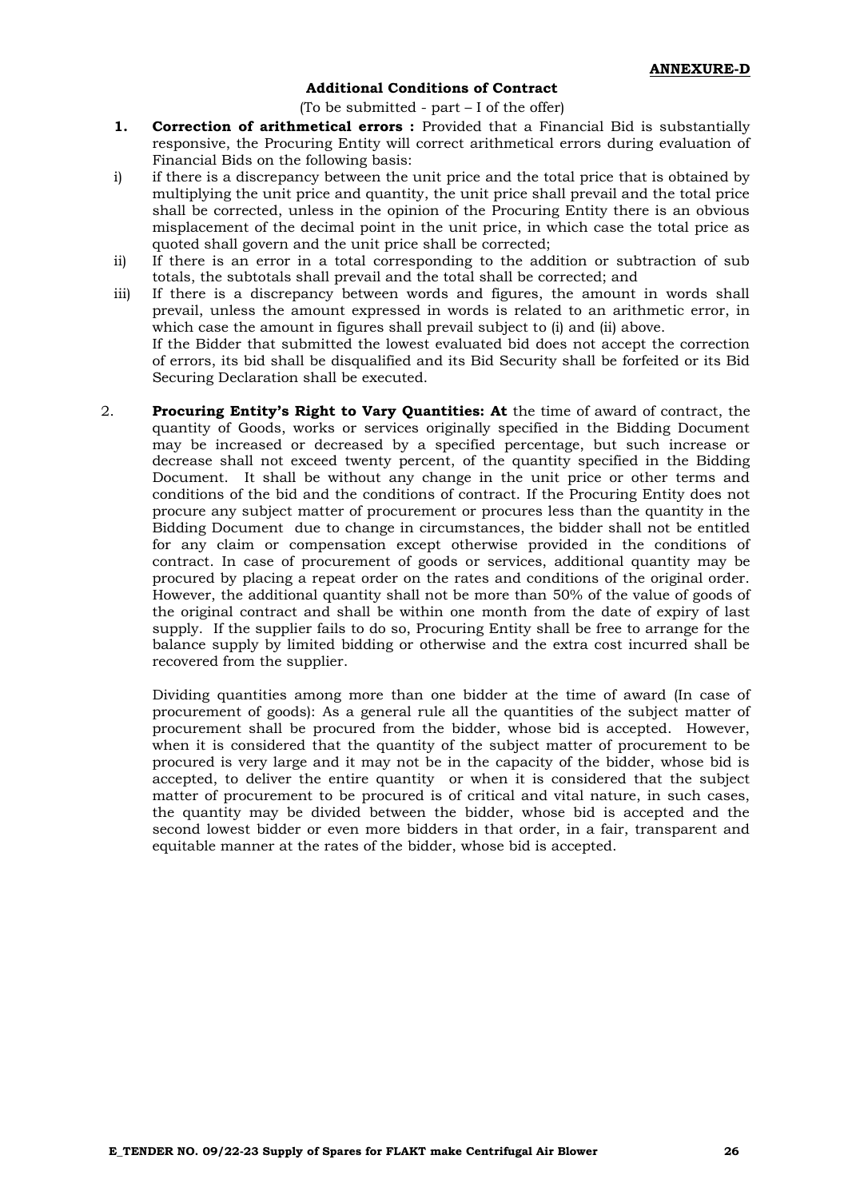**ANNEXURE-D**

**Additional Conditions of Contract**

(To be submitted - part – I of the offer)

1. **Correction of arithmetical errors :** Provided that a Financial Bid is substantially responsive, the Procuring Entity will correct arithmetical errors during evaluation of Financial Bids on the following basis:

   i) if there is a discrepancy between the unit price and the total price that is obtained by multiplying the unit price and quantity, the unit price shall prevail and the total price shall be corrected, unless in the opinion of the Procuring Entity there is an obvious misplacement of the decimal point in the unit price, in which case the total price as quoted shall govern and the unit price shall be corrected;

   ii) If there is an error in a total corresponding to the addition or subtraction of sub totals, the subtotals shall prevail and the total shall be corrected; and

   iii) If there is a discrepancy between words and figures, the amount in words shall prevail, unless the amount expressed in words is related to an arithmetic error, in which case the amount in figures shall prevail subject to (i) and (ii) above.

   If the Bidder that submitted the lowest evaluated bid does not accept the correction of errors, its bid shall be disqualified and its Bid Security shall be forfeited or its Bid Securing Declaration shall be executed.

2. **Procuring Entity's Right to Vary Quantities: At** the time of award of contract, the quantity of Goods, works or services originally specified in the Bidding Document may be increased or decreased by a specified percentage, but such increase or decrease shall not exceed twenty percent, of the quantity specified in the Bidding Document. It shall be without any change in the unit price or other terms and conditions of the bid and the conditions of contract. If the Procuring Entity does not procure any subject matter of procurement or procures less than the quantity in the Bidding Document due to change in circumstances, the bidder shall not be entitled for any claim or compensation except otherwise provided in the conditions of contract. In case of procurement of goods or services, additional quantity may be procured by placing a repeat order on the rates and conditions of the original order. However, the additional quantity shall not be more than 50% of the value of goods of the original contract and shall be within one month from the date of expiry of last supply. If the supplier fails to do so, Procuring Entity shall be free to arrange for the balance supply by limited bidding or otherwise and the extra cost incurred shall be recovered from the supplier.

   Dividing quantities among more than one bidder at the time of award (In case of procurement of goods): As a general rule all the quantities of the subject matter of procurement shall be procured from the bidder, whose bid is accepted. However, when it is considered that the quantity of the subject matter of procurement to be procured is very large and it may not be in the capacity of the bidder, whose bid is accepted, to deliver the entire quantity or when it is considered that the subject matter of procurement to be procured is of critical and vital nature, in such cases, the quantity may be divided between the bidder, whose bid is accepted and the second lowest bidder or even more bidders in that order, in a fair, transparent and equitable manner at the rates of the bidder, whose bid is accepted.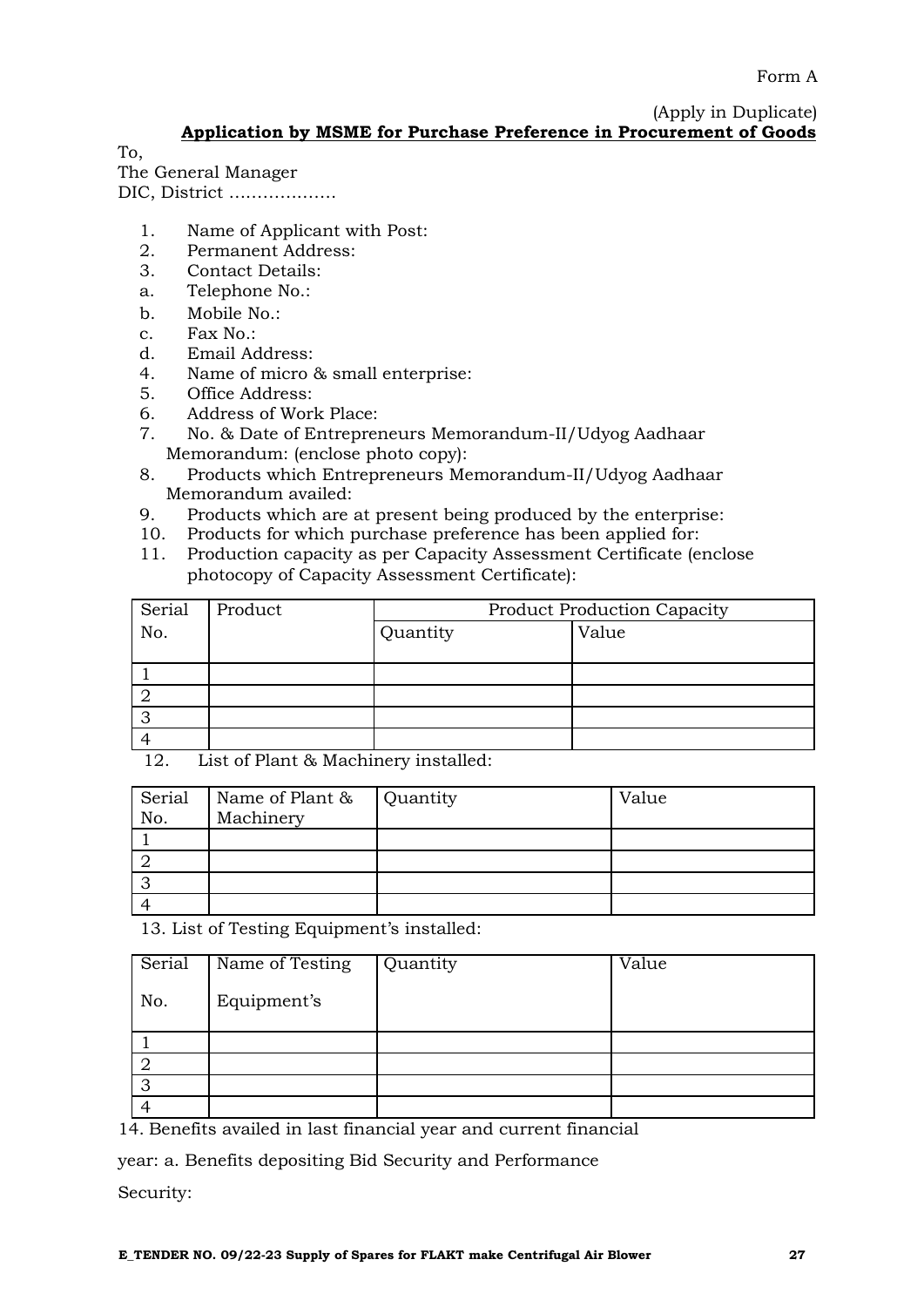Form A

(Apply in Duplicate)

**Application by MSME for Purchase Preference in Procurement of Goods**

To,
The General Manager
DIC, District ……………….

1. Name of Applicant with Post:
2. Permanent Address:
3. Contact Details:
   a. Telephone No.:
   b. Mobile No.:
   c. Fax No.:
   d. Email Address:
4. Name of micro & small enterprise:
5. Office Address:
6. Address of Work Place:
7. No. & Date of Entrepreneurs Memorandum-II/Udyog Aadhaar Memorandum: (enclose photo copy):
8. Products which Entrepreneurs Memorandum-II/Udyog Aadhaar Memorandum availed:
9. Products which are at present being produced by the enterprise:
10. Products for which purchase preference has been applied for:
11. Production capacity as per Capacity Assessment Certificate (enclose photocopy of Capacity Assessment Certificate):

| Serial No. | Product | Product Production Capacity | |
|---|---|---|---|
| | | Quantity | Value |
| 1 | | | |
| 2 | | | |
| 3 | | | |
| 4 | | | |

12. List of Plant & Machinery installed:

| Serial No. | Name of Plant & Machinery | Quantity | Value |
|---|---|---|---|
| 1 | | | |
| 2 | | | |
| 3 | | | |
| 4 | | | |

13. List of Testing Equipment's installed:

| Serial No. | Name of Testing Equipment's | Quantity | Value |
|---|---|---|---|
| 1 | | | |
| 2 | | | |
| 3 | | | |
| 4 | | | |

14. Benefits availed in last financial year and current financial year: a. Benefits depositing Bid Security and Performance Security: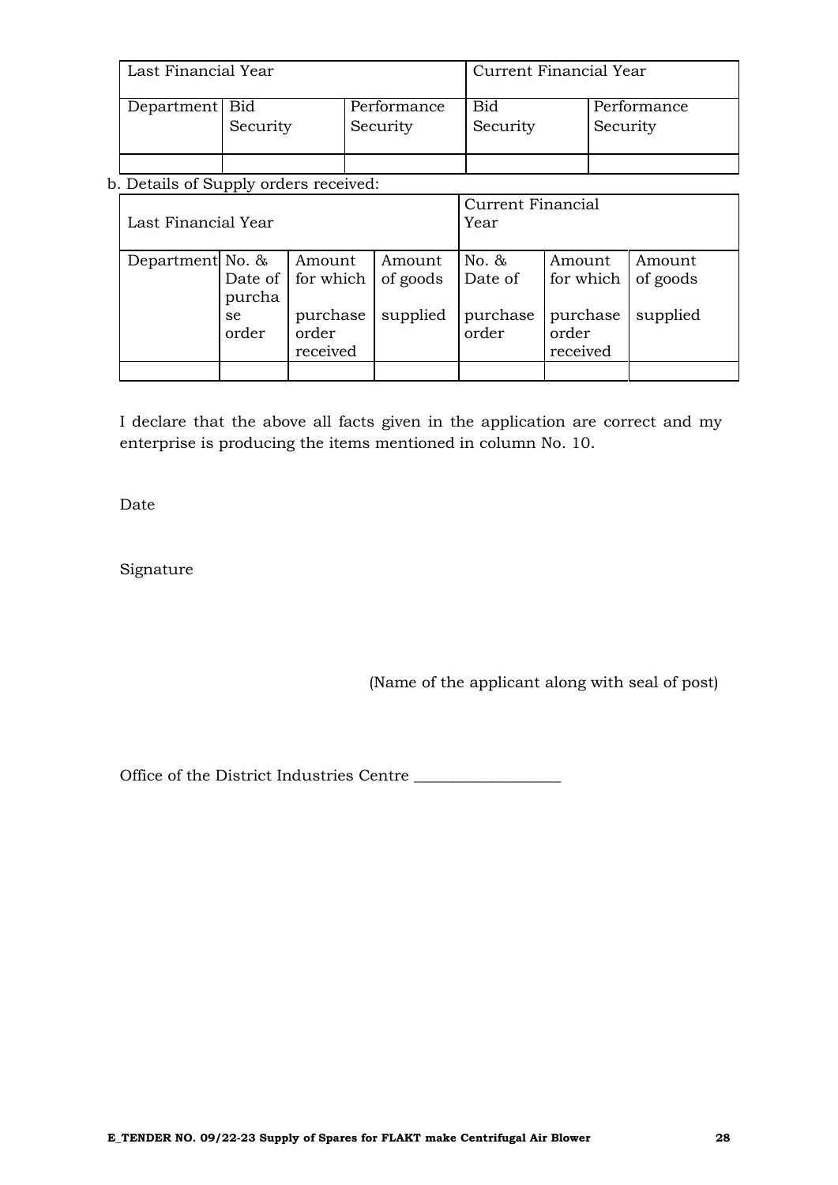| Last Financial Year | | | Current Financial Year | |
|---|---|---|---|---|
| Department | Bid Security | Performance Security | Bid Security | Performance Security |
| | | | | |

b. Details of Supply orders received:

| Last Financial Year | | | | Current Financial Year | | |
|---|---|---|---|---|---|---|
| Department | No. & Date of purchase order | Amount for which purchase order received | Amount of goods supplied | No. & Date of purchase order | Amount for which purchase order received | Amount of goods supplied |
| | | | | | | |

I declare that the above all facts given in the application are correct and my enterprise is producing the items mentioned in column No. 10.

Date

Signature

(Name of the applicant along with seal of post)

Office of the District Industries Centre ___________________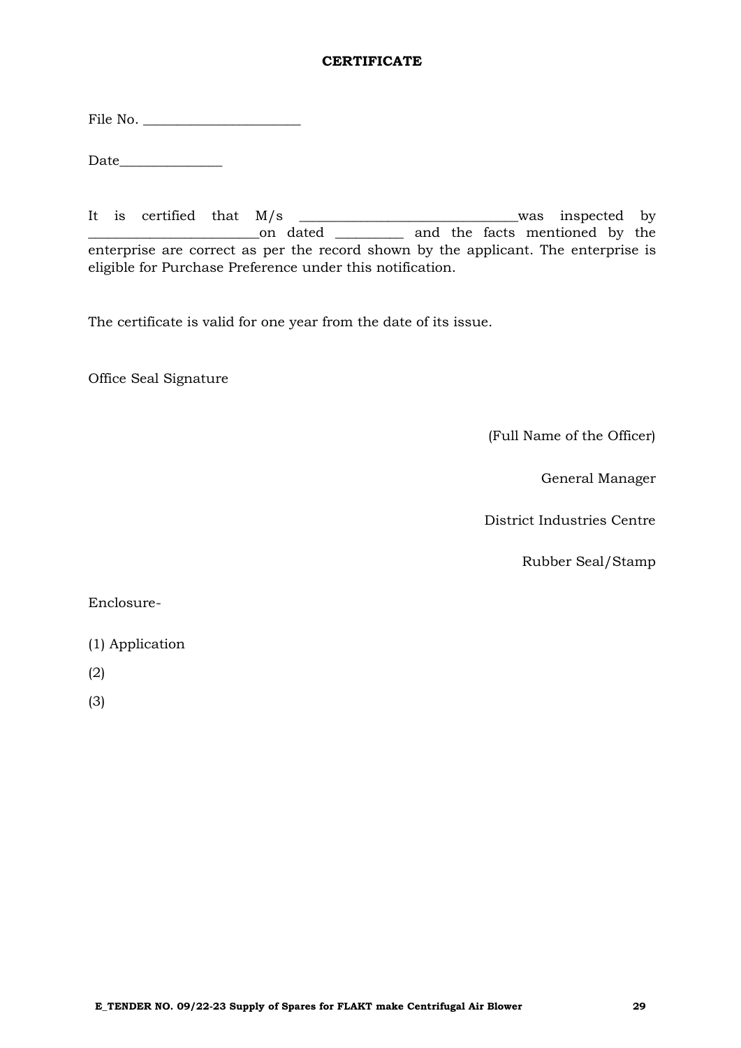**CERTIFICATE**

File No. _______________________

Date_______________

It is certified that M/s ________________________________was inspected by _________________________on dated __________ and the facts mentioned by the enterprise are correct as per the record shown by the applicant. The enterprise is eligible for Purchase Preference under this notification.

The certificate is valid for one year from the date of its issue.

Office Seal Signature

(Full Name of the Officer)

General Manager

District Industries Centre

Rubber Seal/Stamp

Enclosure-

(1) Application

(2)

(3)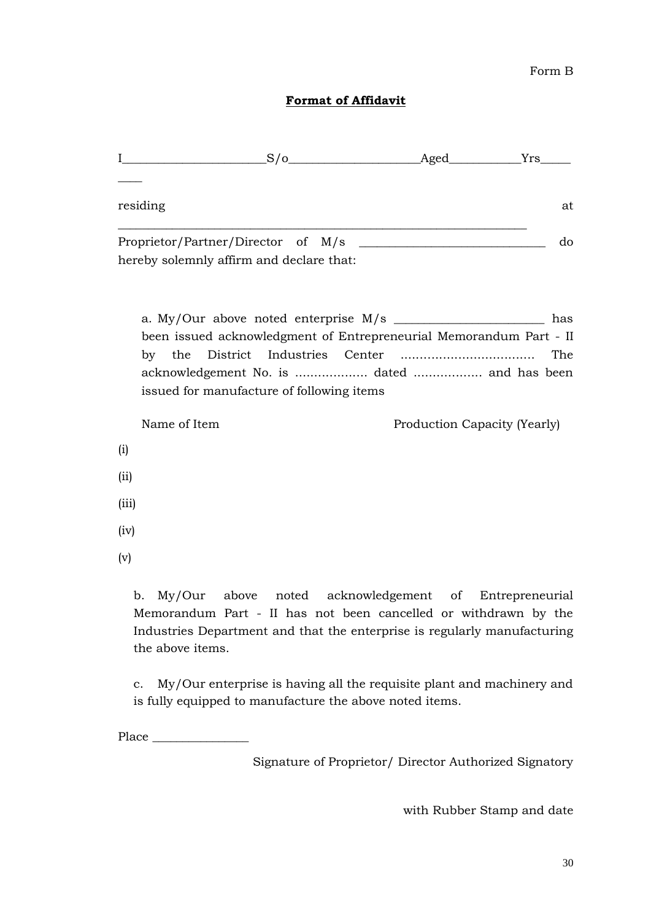Form B

**Format of Affidavit**

I_______________________S/o____________________Aged___________Yrs_____ ____

residing at _________________________________________________________________

Proprietor/Partner/Director of M/s _____________________________ do hereby solemnly affirm and declare that:

a. My/Our above noted enterprise M/s _______________________ has been issued acknowledgment of Entrepreneurial Memorandum Part - II by the District Industries Center ................................... The acknowledgement No. is ................... dated .................. and has been issued for manufacture of following items

| Name of Item | Production Capacity (Yearly) |
|---|---|
| (i) | |
| (ii) | |
| (iii) | |
| (iv) | |
| (v) | |

b. My/Our above noted acknowledgement of Entrepreneurial Memorandum Part - II has not been cancelled or withdrawn by the Industries Department and that the enterprise is regularly manufacturing the above items.

c. My/Our enterprise is having all the requisite plant and machinery and is fully equipped to manufacture the above noted items.

Place _______________

Signature of Proprietor/ Director Authorized Signatory

with Rubber Stamp and date